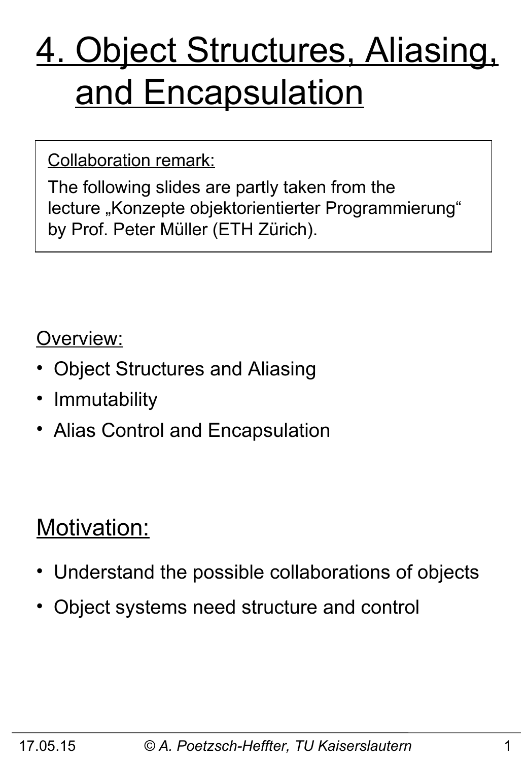# 4. Object Structures, Aliasing, and Encapsulation

Collaboration remark:

The following slides are partly taken from the lecture „Konzepte objektorientierter Programmierung" by Prof. Peter Müller (ETH Zürich).

Overview:

- Object Structures and Aliasing
- Immutability
- Alias Control and Encapsulation

## Motivation:

- Understand the possible collaborations of objects
- Object systems need structure and control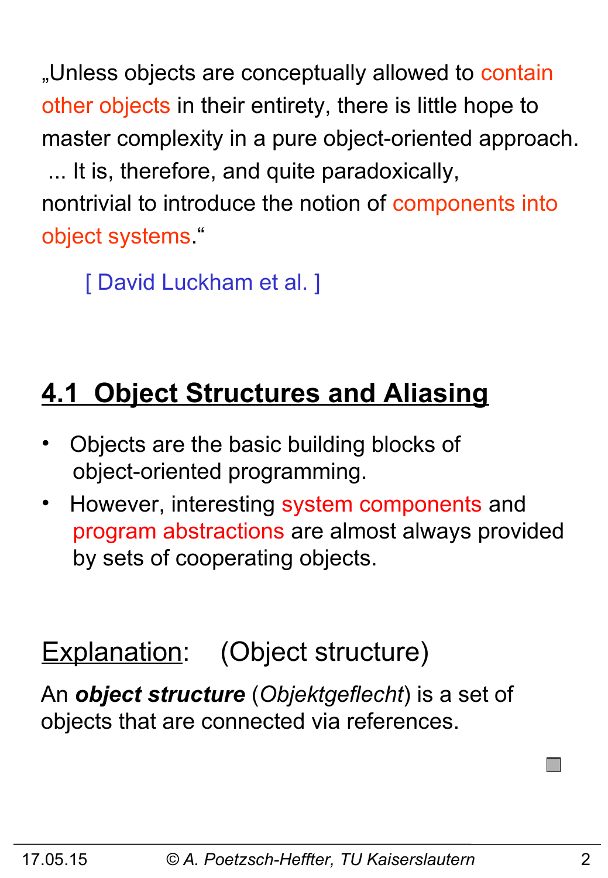„Unless objects are conceptually allowed to contain other objects in their entirety, there is little hope to master complexity in a pure object-oriented approach. ... It is, therefore, and quite paradoxically, nontrivial to introduce the notion of components into object systems.“

[ David Luckham et al. ]

## 4.1 Object Structures and Aliasing

- Objects are the basic building blocks of object-oriented programming.
- However, interesting system components and program abstractions are almost always provided by sets of cooperating objects.

Explanation: (Object structure)

An ***object structure*** (*Objektgeflecht*) is a set of objects that are connected via references.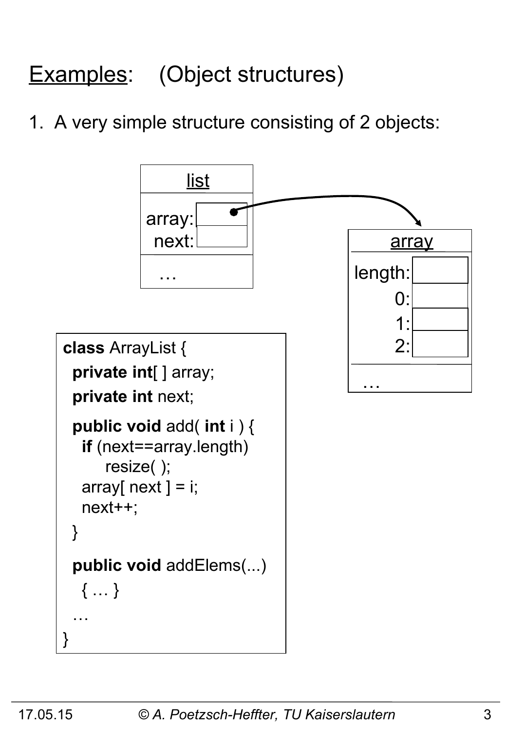## Examples: (Object structures)

1. A very simple structure consisting of 2 objects:

list

array:
next:

…

array

length:
0:
1:
2:

…

```
class ArrayList {
  private int[ ] array;
  private int next;

  public void add( int i ) {
    if (next==array.length)
        resize( );
    array[ next ] = i;
    next++;
  }

  public void addElems(...)
    { … }
  …
}
```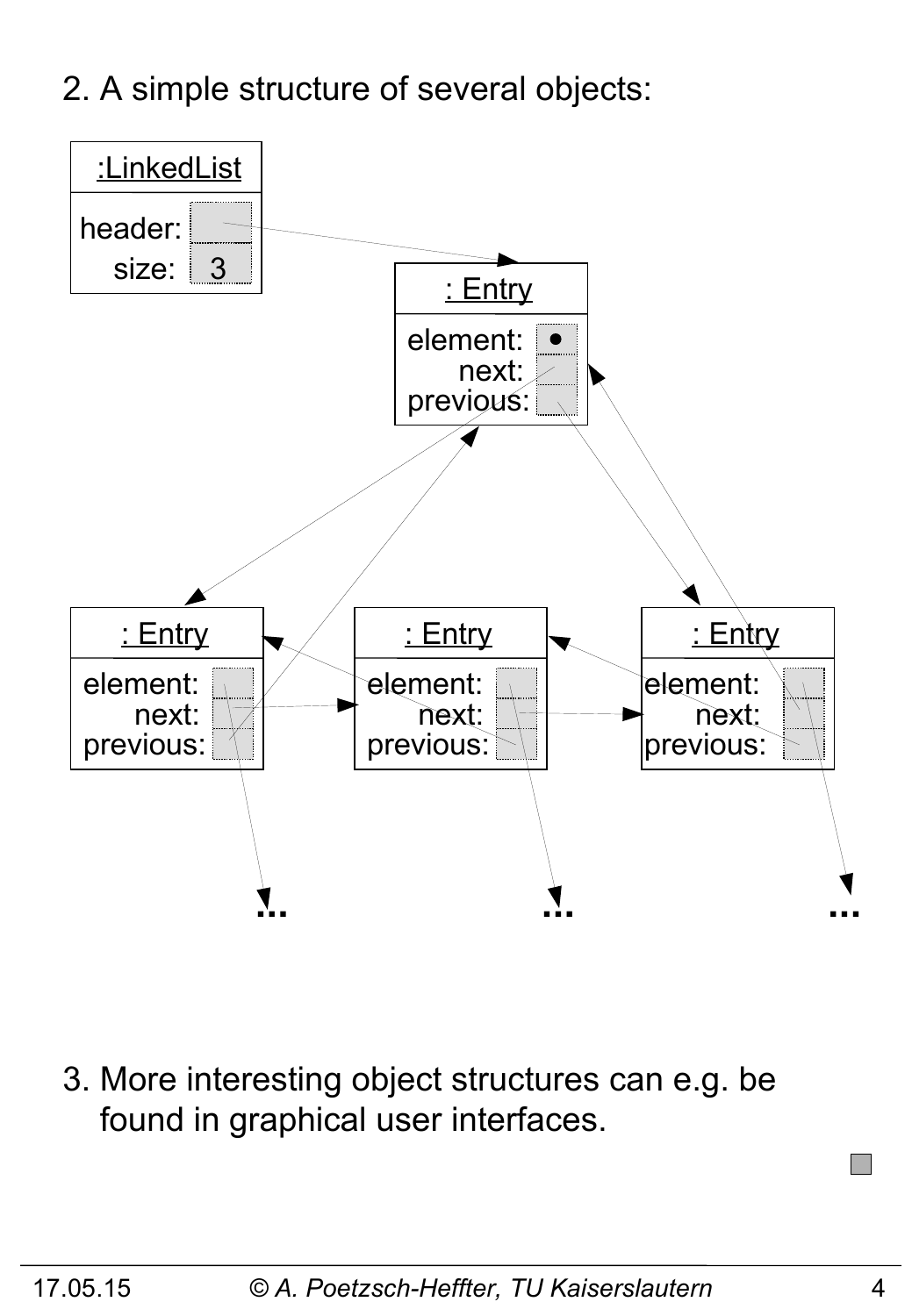2. A simple structure of several objects:

:LinkedList
header:
size: 3

: Entry
element:
next:
previous:

: Entry
element:
next:
previous:

: Entry
element:
next:
previous:

: Entry
element:
next:
previous:

... ... ...

3. More interesting object structures can e.g. be found in graphical user interfaces.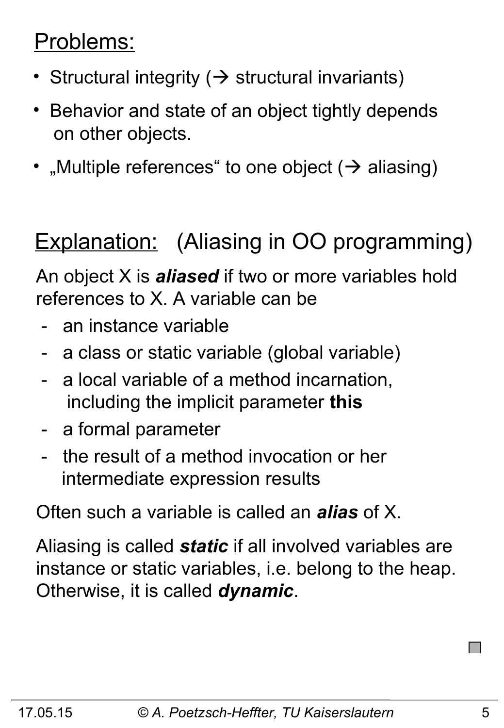<u>Problems:</u>

- Structural integrity (→ structural invariants)
- Behavior and state of an object tightly depends on other objects.
- „Multiple references“ to one object (→ aliasing)

<u>Explanation:</u> (Aliasing in OO programming)

An object X is ***aliased*** if two or more variables hold references to X. A variable can be

- an instance variable
- a class or static variable (global variable)
- a local variable of a method incarnation, including the implicit parameter **this**
- a formal parameter
- the result of a method invocation or her intermediate expression results

Often such a variable is called an ***alias*** of X.

Aliasing is called ***static*** if all involved variables are instance or static variables, i.e. belong to the heap. Otherwise, it is called ***dynamic***.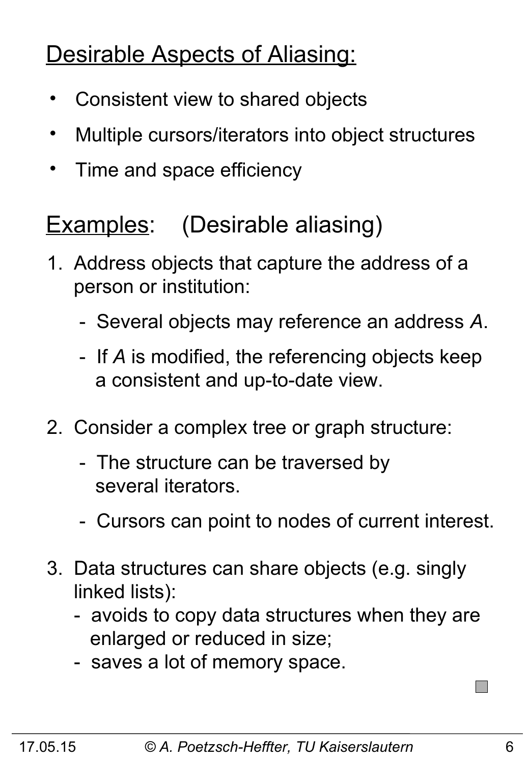## Desirable Aspects of Aliasing:

- Consistent view to shared objects
- Multiple cursors/iterators into object structures
- Time and space efficiency

## Examples: (Desirable aliasing)

1. Address objects that capture the address of a person or institution:
   - Several objects may reference an address *A*.
   - If *A* is modified, the referencing objects keep a consistent and up-to-date view.

2. Consider a complex tree or graph structure:
   - The structure can be traversed by several iterators.
   - Cursors can point to nodes of current interest.

3. Data structures can share objects (e.g. singly linked lists):
   - avoids to copy data structures when they are enlarged or reduced in size;
   - saves a lot of memory space.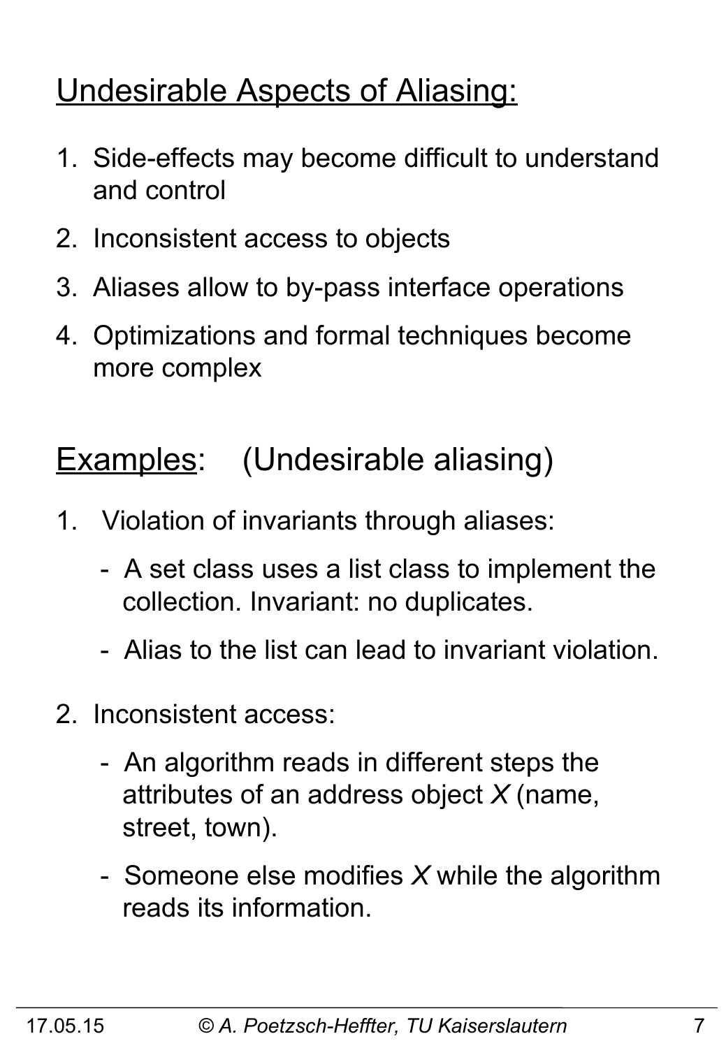## Undesirable Aspects of Aliasing:

1. Side-effects may become difficult to understand and control
2. Inconsistent access to objects
3. Aliases allow to by-pass interface operations
4. Optimizations and formal techniques become more complex

## Examples: (Undesirable aliasing)

1. Violation of invariants through aliases:
   - A set class uses a list class to implement the collection. Invariant: no duplicates.
   - Alias to the list can lead to invariant violation.

2. Inconsistent access:
   - An algorithm reads in different steps the attributes of an address object *X* (name, street, town).
   - Someone else modifies *X* while the algorithm reads its information.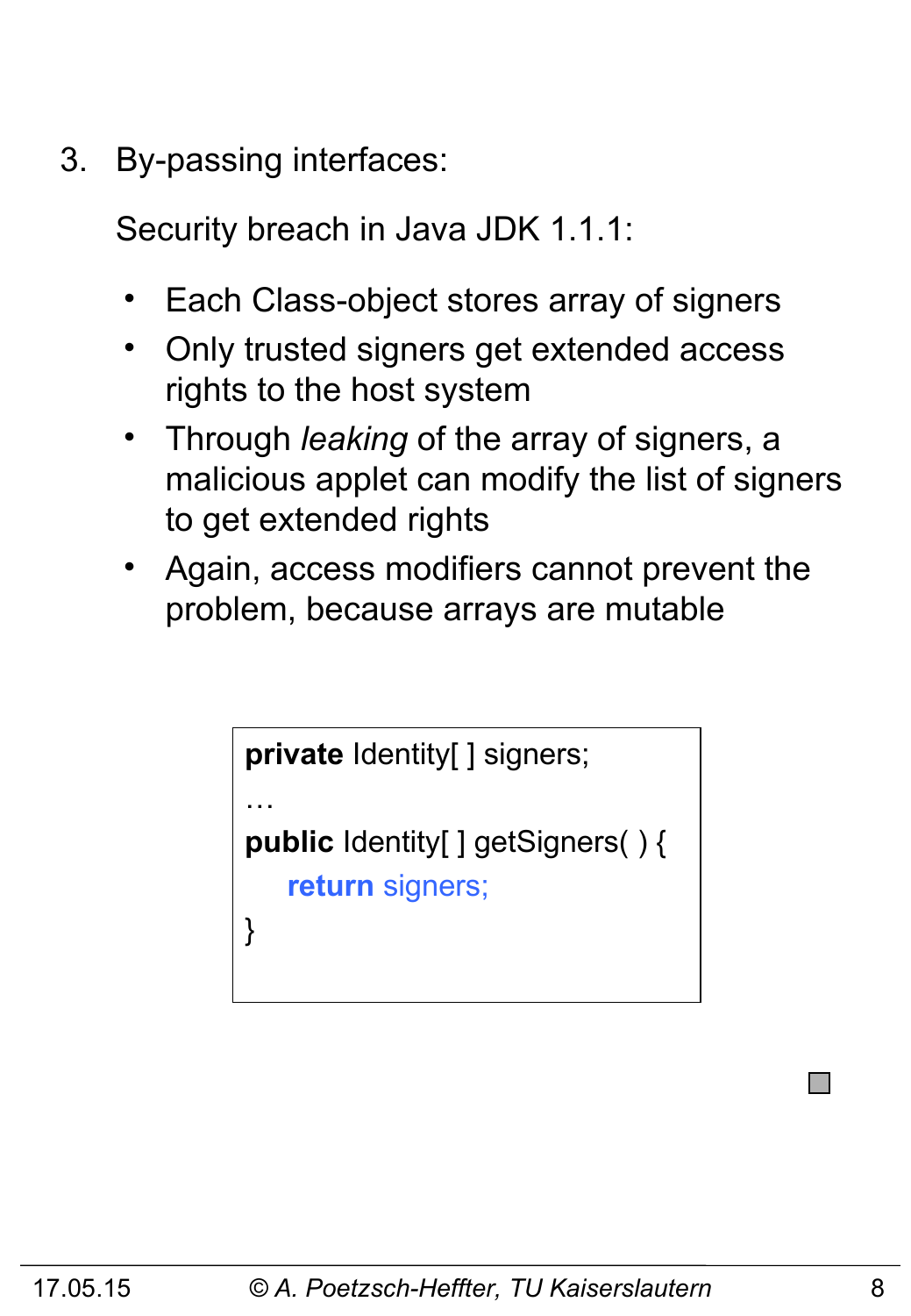3. By-passing interfaces:

   Security breach in Java JDK 1.1.1:

   - Each Class-object stores array of signers
   - Only trusted signers get extended access rights to the host system
   - Through *leaking* of the array of signers, a malicious applet can modify the list of signers to get extended rights
   - Again, access modifiers cannot prevent the problem, because arrays are mutable

```
private Identity[ ] signers;
…
public Identity[ ] getSigners( ) {
    return signers;
}
```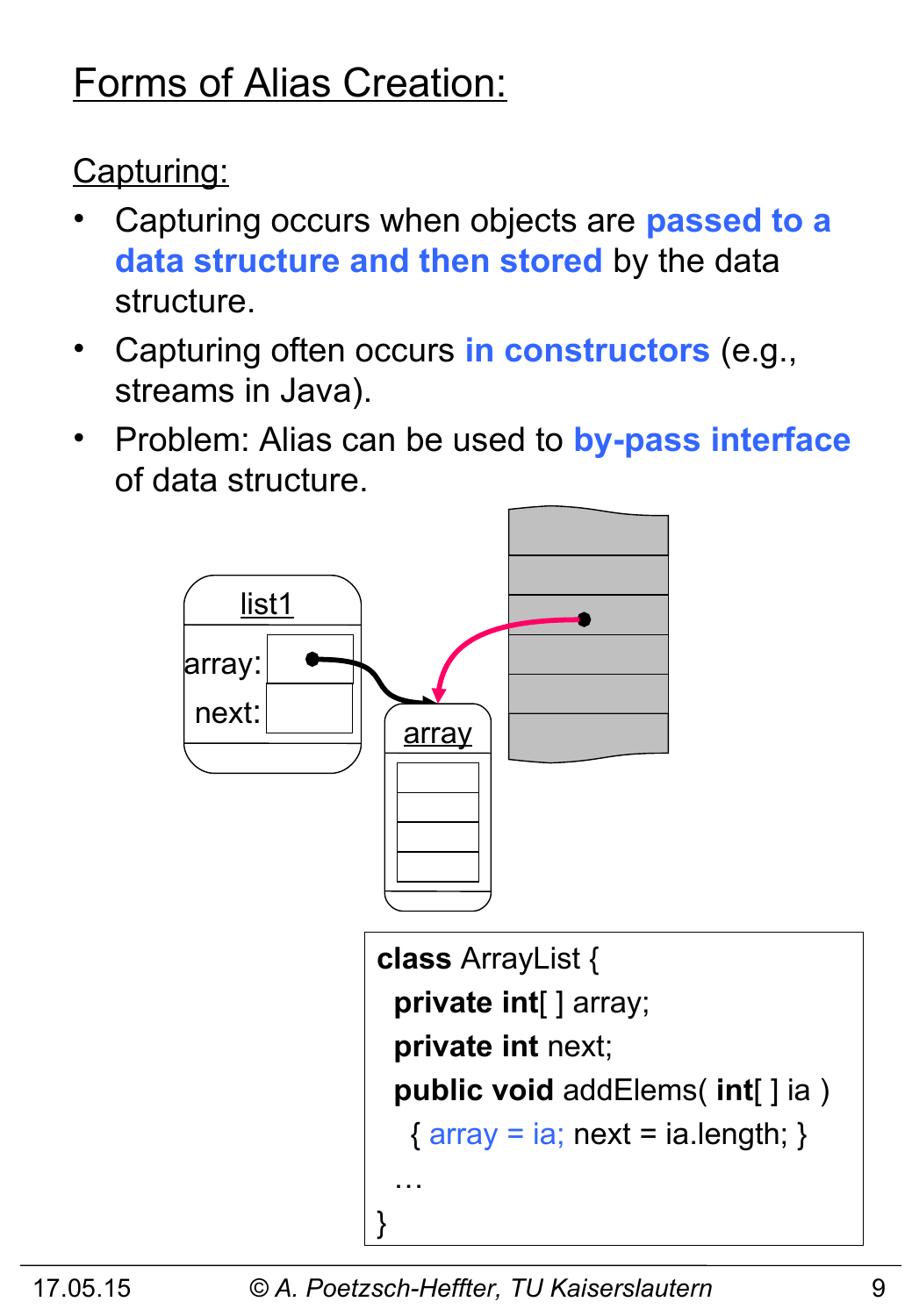# Forms of Alias Creation:

## Capturing:

- Capturing occurs when objects are **passed to a data structure and then stored** by the data structure.
- Capturing often occurs **in constructors** (e.g., streams in Java).
- Problem: Alias can be used to **by-pass interface** of data structure.

```
class ArrayList {
  private int[ ] array;
  private int next;
  public void addElems( int[ ] ia )
    { array = ia; next = ia.length; }
  …
}
```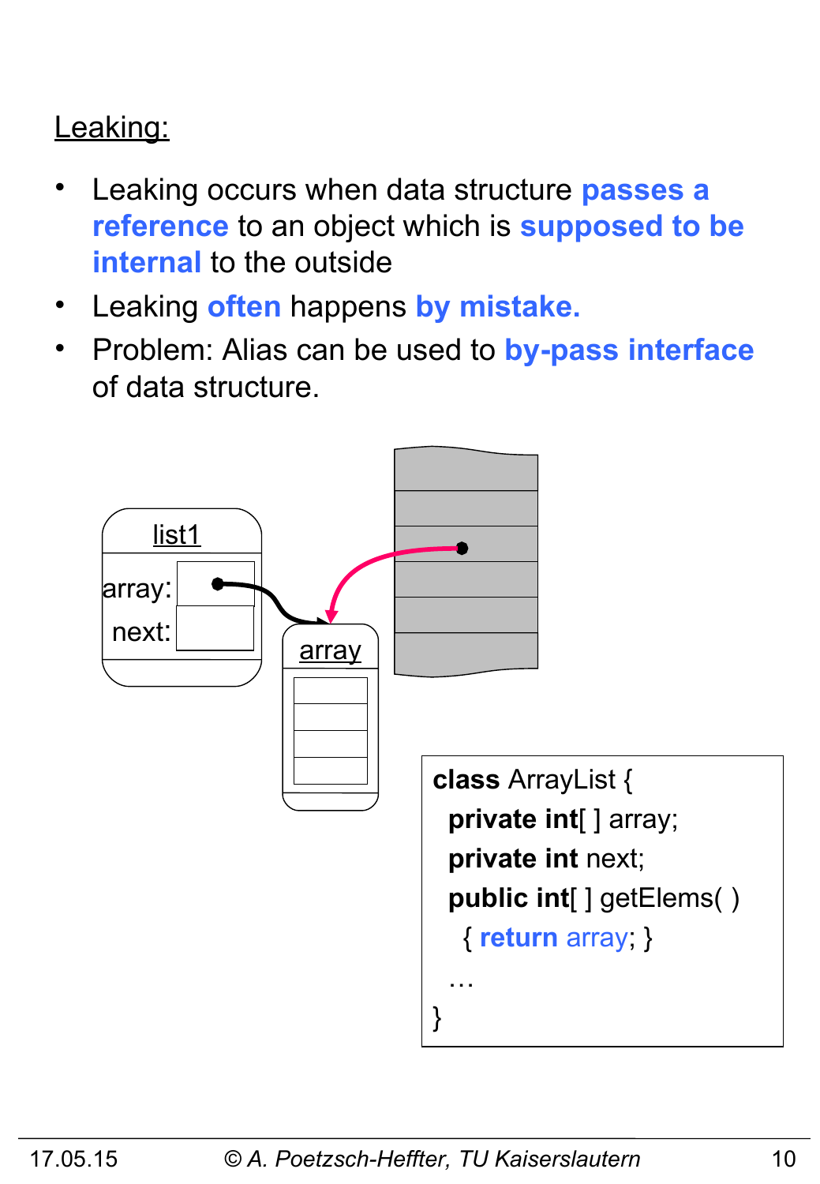## Leaking:

- Leaking occurs when data structure **passes a reference** to an object which is **supposed to be internal** to the outside
- Leaking **often** happens **by mistake.**
- Problem: Alias can be used to **by-pass interface** of data structure.

list1

array:

next:

array

```
class ArrayList {
  private int[ ] array;
  private int next;
  public int[ ] getElems( )
    { return array; }
  …
}
```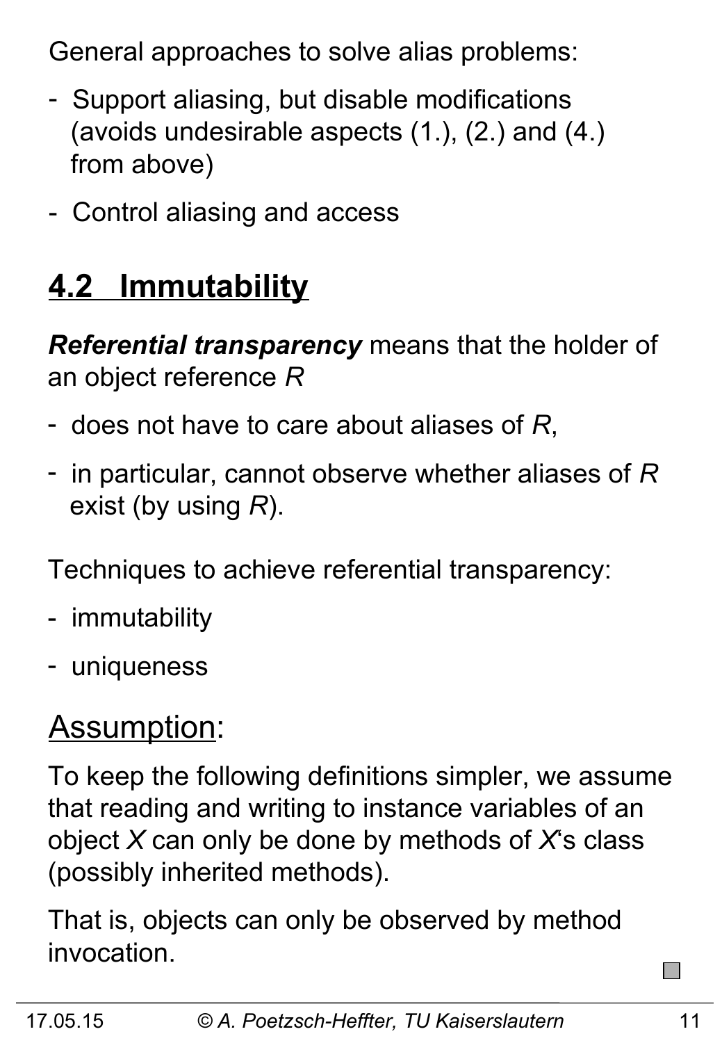General approaches to solve alias problems:

- Support aliasing, but disable modifications (avoids undesirable aspects (1.), (2.) and (4.) from above)
- Control aliasing and access

## 4.2 Immutability

***Referential transparency*** means that the holder of an object reference *R*

- does not have to care about aliases of *R*,
- in particular, cannot observe whether aliases of *R* exist (by using *R*).

Techniques to achieve referential transparency:

- immutability
- uniqueness

### Assumption:

To keep the following definitions simpler, we assume that reading and writing to instance variables of an object *X* can only be done by methods of *X*'s class (possibly inherited methods).

That is, objects can only be observed by method invocation.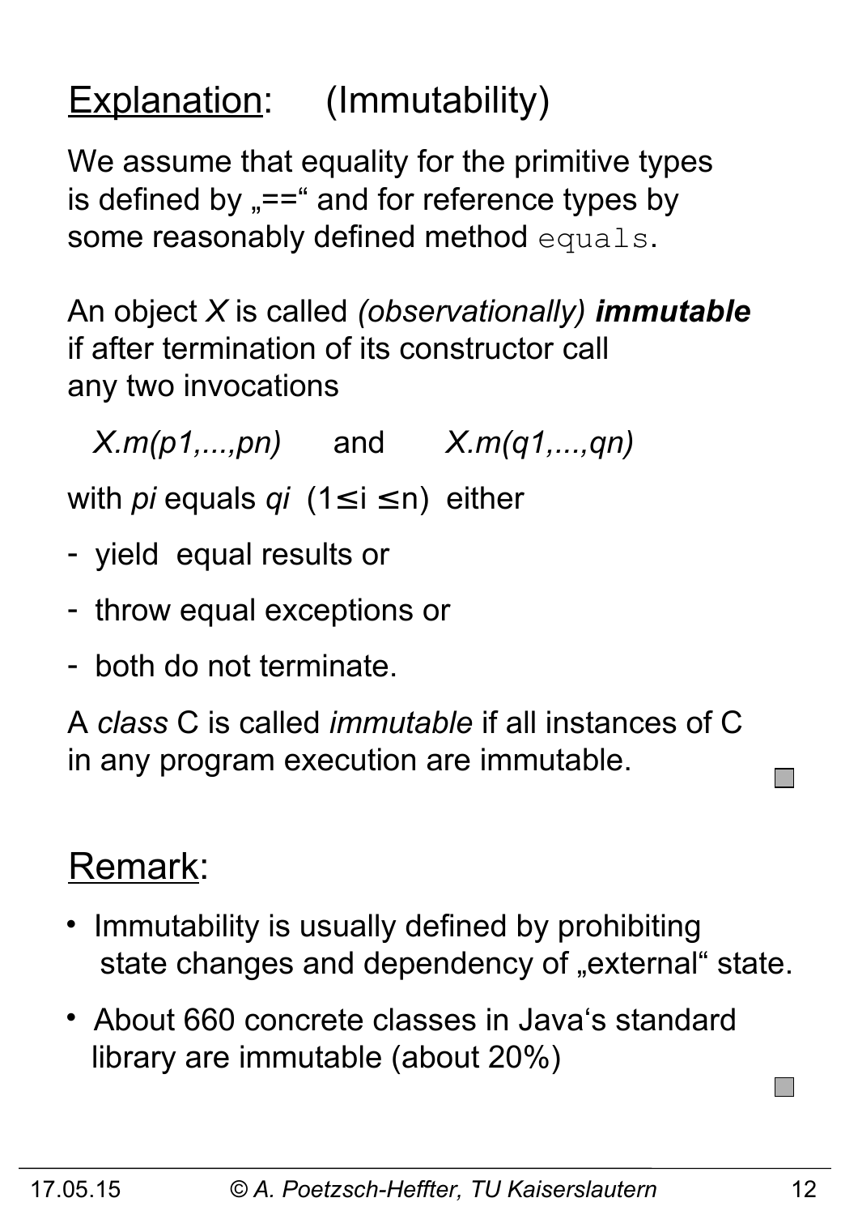## <u>Explanation</u>: (Immutability)

We assume that equality for the primitive types is defined by „==" and for reference types by some reasonably defined method `equals`.

An object *X* is called *(observationally)* ***immutable*** if after termination of its constructor call any two invocations

*X.m(p1,...,pn)* and *X.m(q1,...,qn)*

with *pi* equals *qi* ($1 \leq i \leq n$) either

- yield equal results or
- throw equal exceptions or
- both do not terminate.

A *class* C is called *immutable* if all instances of C in any program execution are immutable.

## <u>Remark</u>:

- Immutability is usually defined by prohibiting state changes and dependency of „external" state.
- About 660 concrete classes in Java's standard library are immutable (about 20%)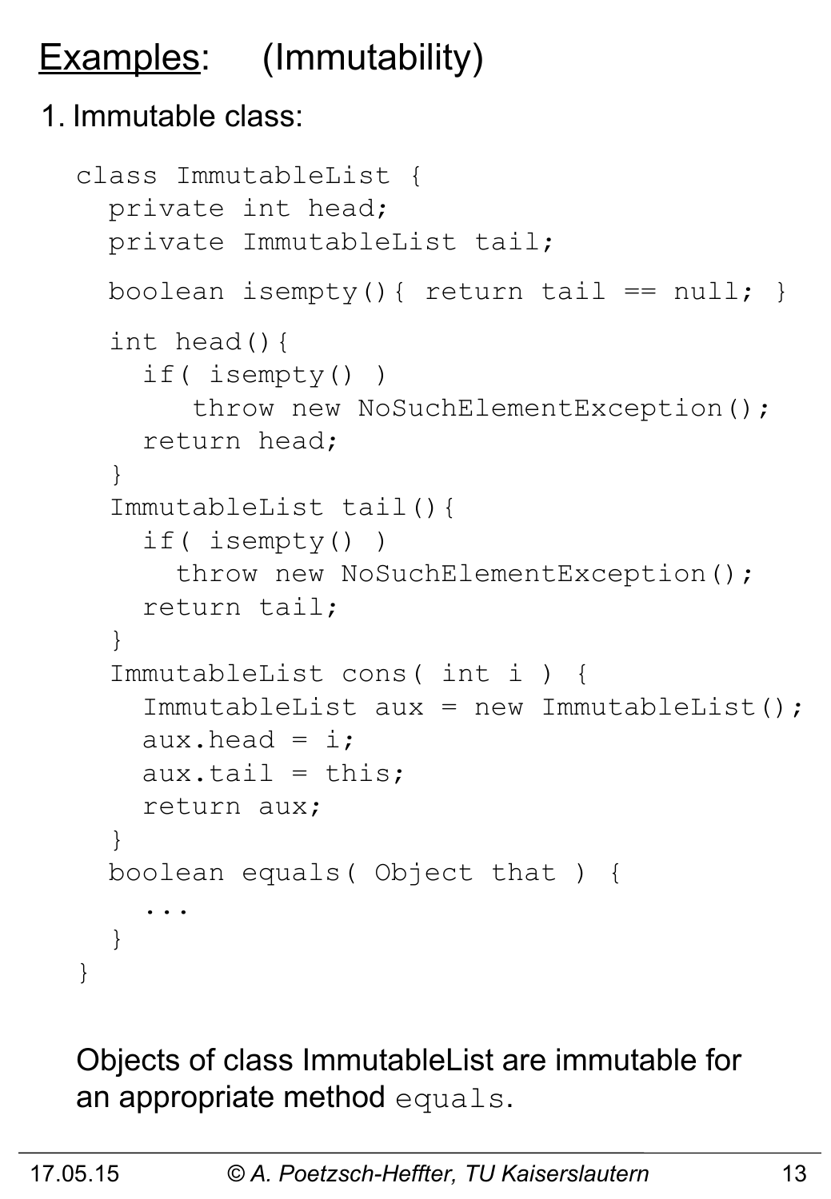## Examples: (Immutability)

1. Immutable class:

```
class ImmutableList {
  private int head;
  private ImmutableList tail;

  boolean isempty(){ return tail == null; }

  int head(){
    if( isempty() )
       throw new NoSuchElementException();
    return head;
  }
  ImmutableList tail(){
    if( isempty() )
      throw new NoSuchElementException();
    return tail;
  }
  ImmutableList cons( int i ) {
    ImmutableList aux = new ImmutableList();
    aux.head = i;
    aux.tail = this;
    return aux;
  }
  boolean equals( Object that ) {
    ...
  }
}
```

Objects of class ImmutableList are immutable for an appropriate method `equals`.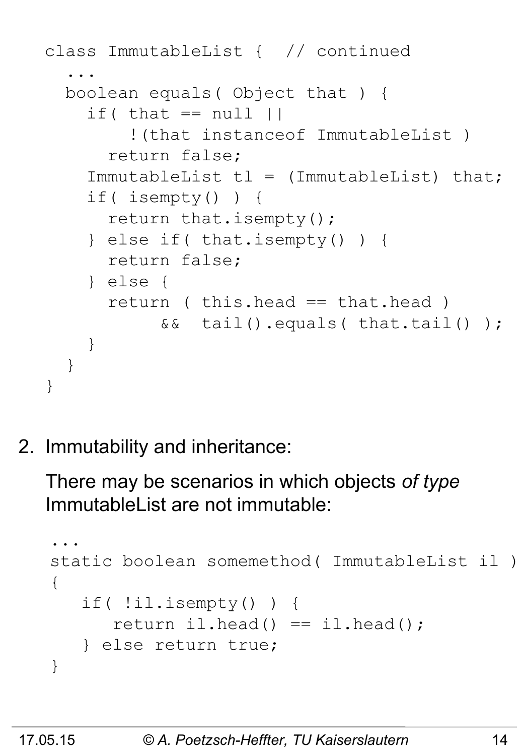```
class ImmutableList {  // continued
  ...
  boolean equals( Object that ) {
    if( that == null ||
        !(that instanceof ImmutableList )
      return false;
    ImmutableList tl = (ImmutableList) that;
    if( isempty() ) {
      return that.isempty();
    } else if( that.isempty() ) {
      return false;
    } else {
      return ( this.head == that.head )
           &&  tail().equals( that.tail() );
    }
  }
}
```

2. Immutability and inheritance:

   There may be scenarios in which objects *of type* ImmutableList are not immutable:

```
...
static boolean somemethod( ImmutableList il )
{
   if( !il.isempty() ) {
      return il.head() == il.head();
   } else return true;
}
```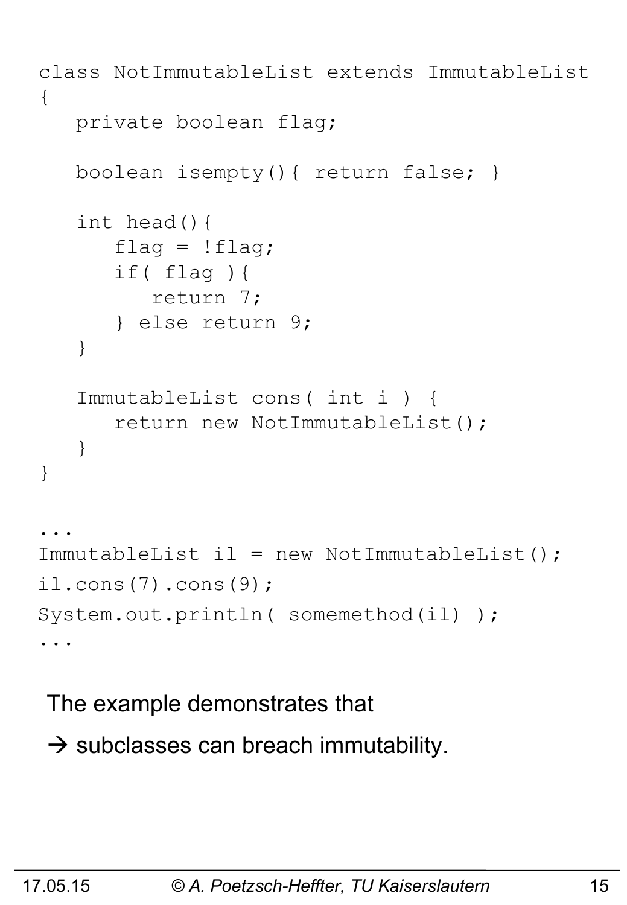```
class NotImmutableList extends ImmutableList
{
   private boolean flag;

   boolean isempty(){ return false; }

   int head(){
      flag = !flag;
      if( flag ){
         return 7;
      } else return 9;
   }

   ImmutableList cons( int i ) {
      return new NotImmutableList();
   }
}

...
ImmutableList il = new NotImmutableList();
il.cons(7).cons(9);
System.out.println( somemethod(il) );
...
```

The example demonstrates that

→ subclasses can breach immutability.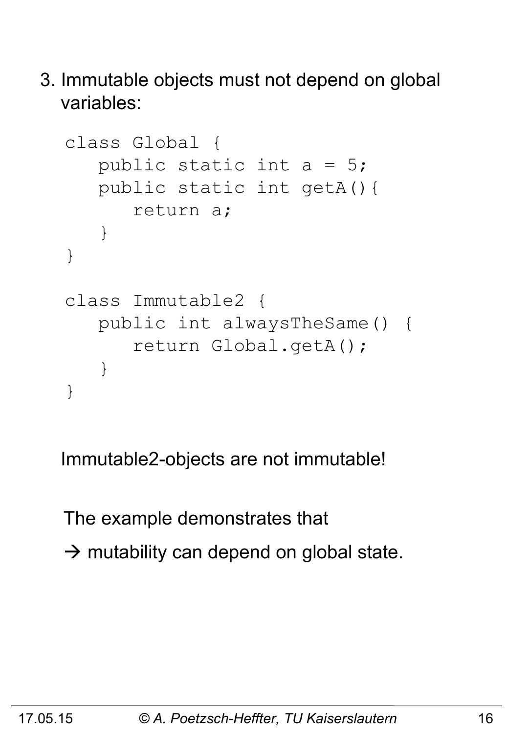3. Immutable objects must not depend on global variables:

```
class Global {
   public static int a = 5;
   public static int getA(){
      return a;
   }
}

class Immutable2 {
   public int alwaysTheSame() {
      return Global.getA();
   }
}
```

Immutable2-objects are not immutable!

The example demonstrates that

→ mutability can depend on global state.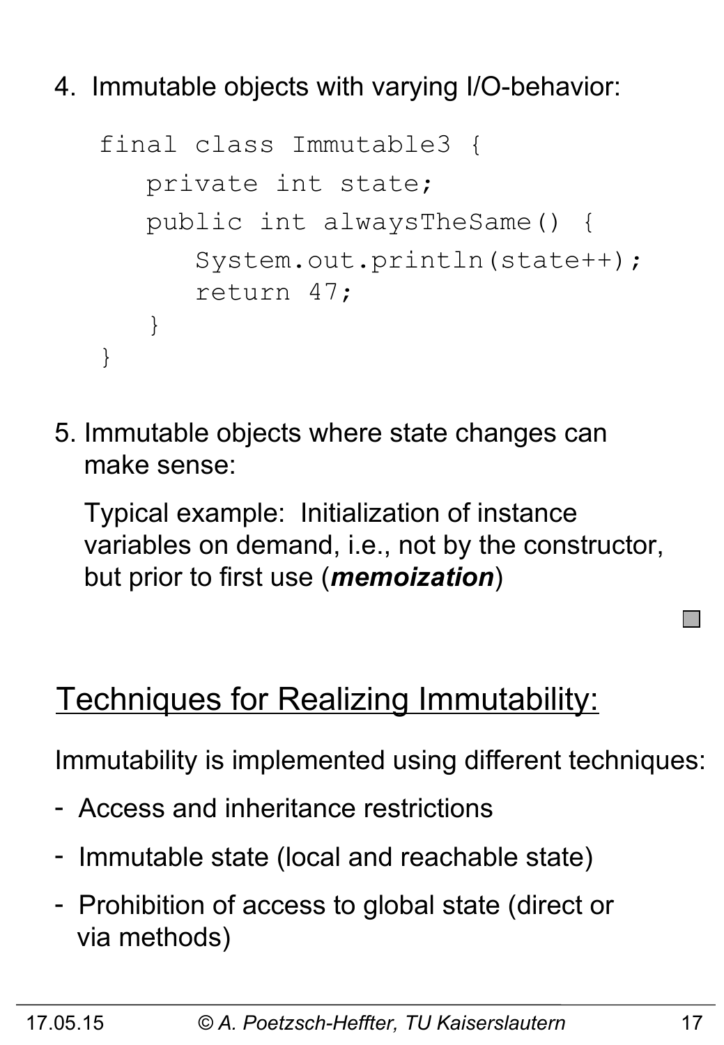4. Immutable objects with varying I/O-behavior:

```
final class Immutable3 {
   private int state;
   public int alwaysTheSame() {
      System.out.println(state++);
      return 47;
   }
}
```

5. Immutable objects where state changes can make sense:

   Typical example: Initialization of instance variables on demand, i.e., not by the constructor, but prior to first use (***memoization***)

## Techniques for Realizing Immutability:

Immutability is implemented using different techniques:

- Access and inheritance restrictions
- Immutable state (local and reachable state)
- Prohibition of access to global state (direct or via methods)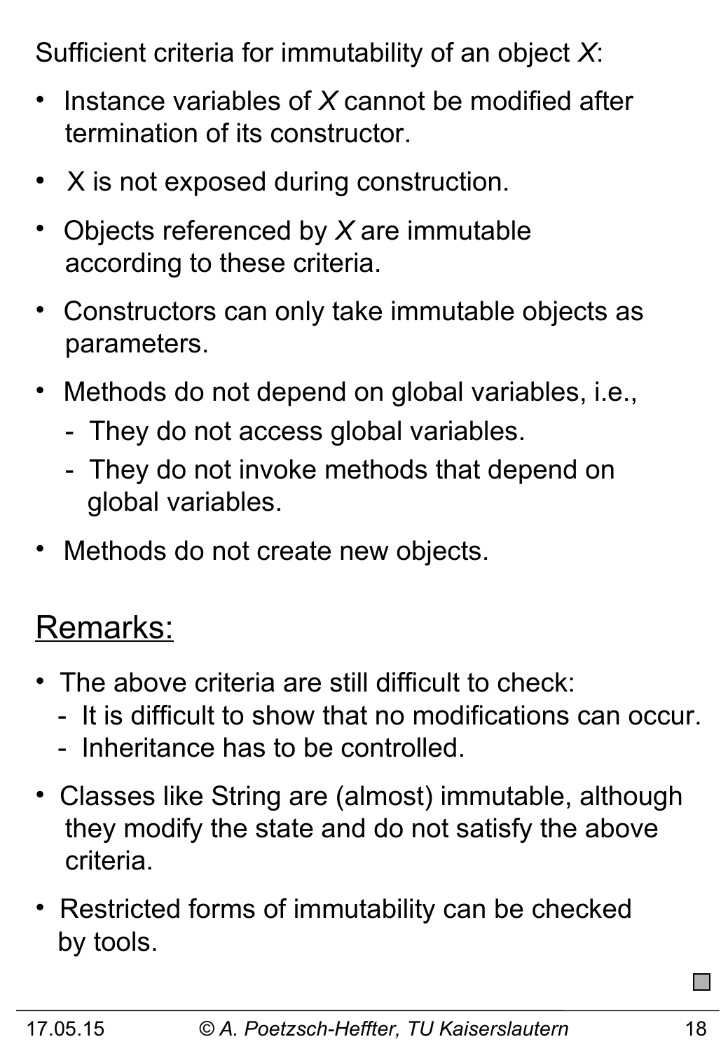Sufficient criteria for immutability of an object *X*:

- Instance variables of *X* cannot be modified after termination of its constructor.
- X is not exposed during construction.
- Objects referenced by *X* are immutable according to these criteria.
- Constructors can only take immutable objects as parameters.
- Methods do not depend on global variables, i.e.,
  - They do not access global variables.
  - They do not invoke methods that depend on global variables.
- Methods do not create new objects.

## Remarks:

- The above criteria are still difficult to check:
  - It is difficult to show that no modifications can occur.
  - Inheritance has to be controlled.
- Classes like String are (almost) immutable, although they modify the state and do not satisfy the above criteria.
- Restricted forms of immutability can be checked by tools.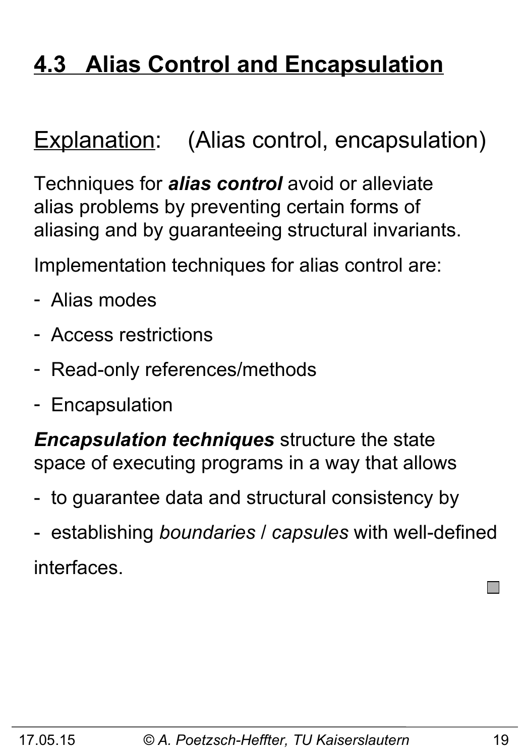# 4.3 Alias Control and Encapsulation

Explanation: (Alias control, encapsulation)

Techniques for ***alias control*** avoid or alleviate alias problems by preventing certain forms of aliasing and by guaranteeing structural invariants.

Implementation techniques for alias control are:

- Alias modes
- Access restrictions
- Read-only references/methods
- Encapsulation

***Encapsulation techniques*** structure the state space of executing programs in a way that allows

- to guarantee data and structural consistency by
- establishing *boundaries* / *capsules* with well-defined

interfaces.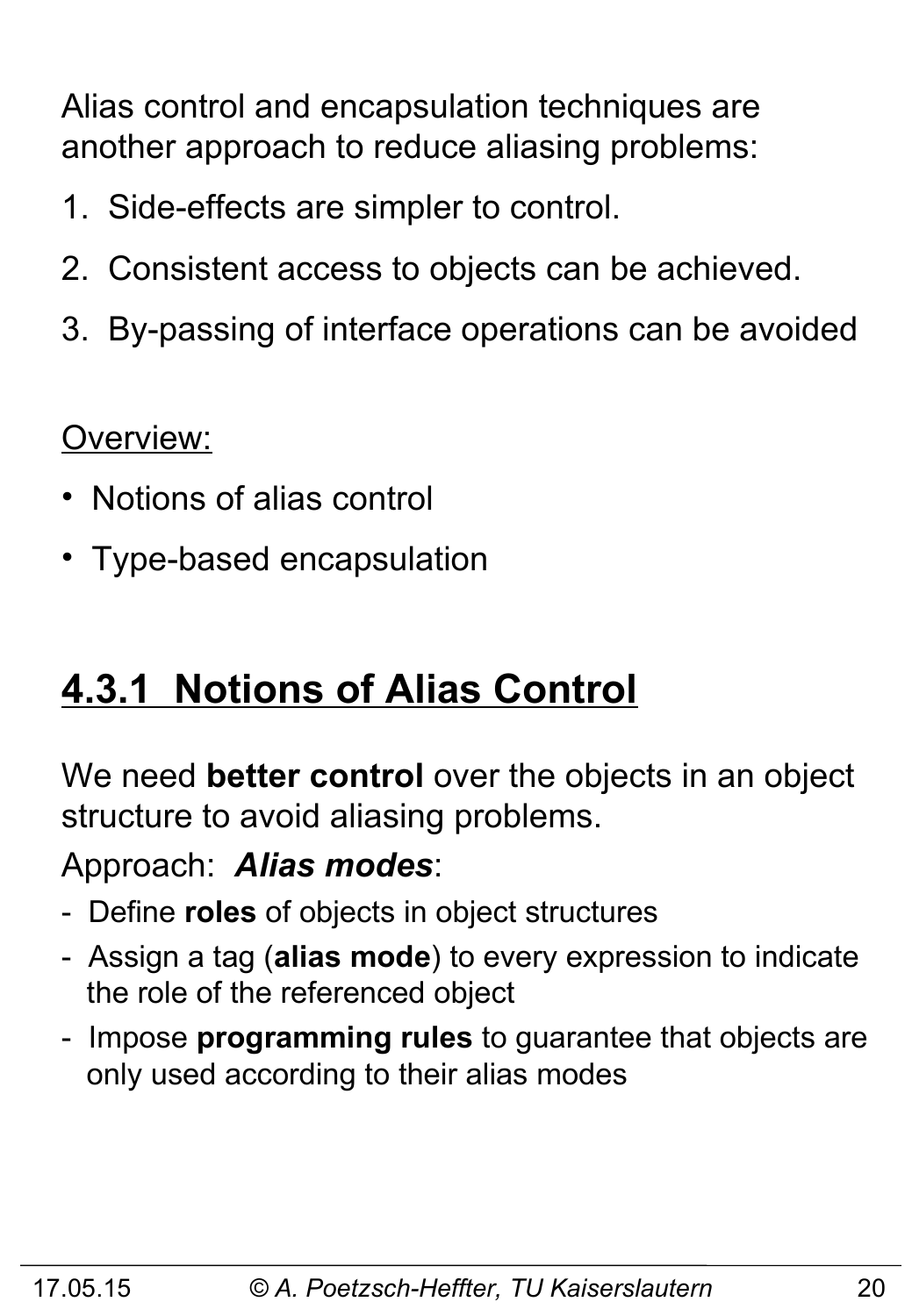Alias control and encapsulation techniques are another approach to reduce aliasing problems:

1. Side-effects are simpler to control.
2. Consistent access to objects can be achieved.
3. By-passing of interface operations can be avoided

Overview:

- Notions of alias control
- Type-based encapsulation

## 4.3.1 Notions of Alias Control

We need **better control** over the objects in an object structure to avoid aliasing problems.

Approach: ***Alias modes***:

- Define **roles** of objects in object structures
- Assign a tag (**alias mode**) to every expression to indicate the role of the referenced object
- Impose **programming rules** to guarantee that objects are only used according to their alias modes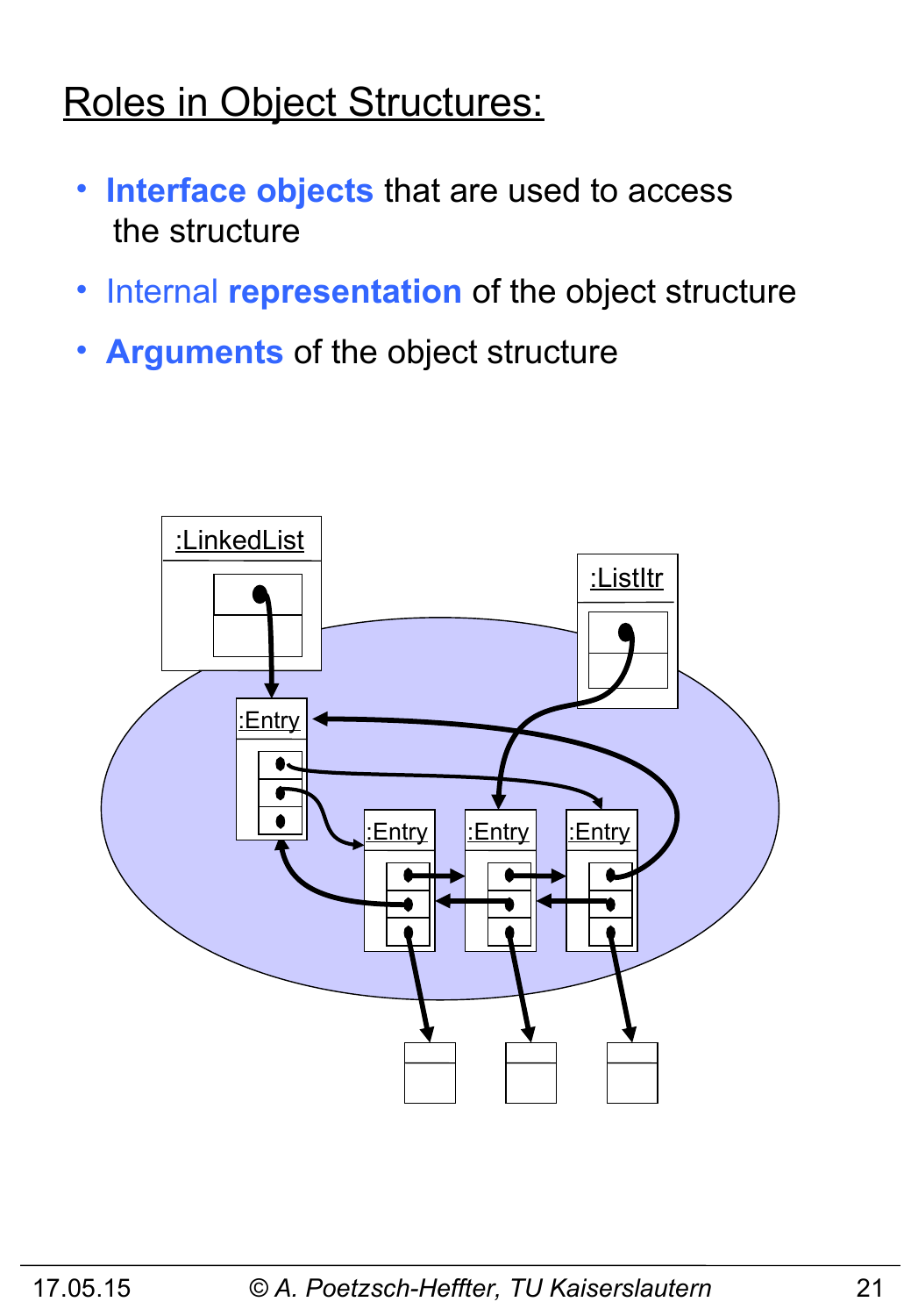# Roles in Object Structures:

- **Interface objects** that are used to access the structure
- Internal **representation** of the object structure
- **Arguments** of the object structure

:LinkedList

:ListItr

:Entry

:Entry

:Entry

:Entry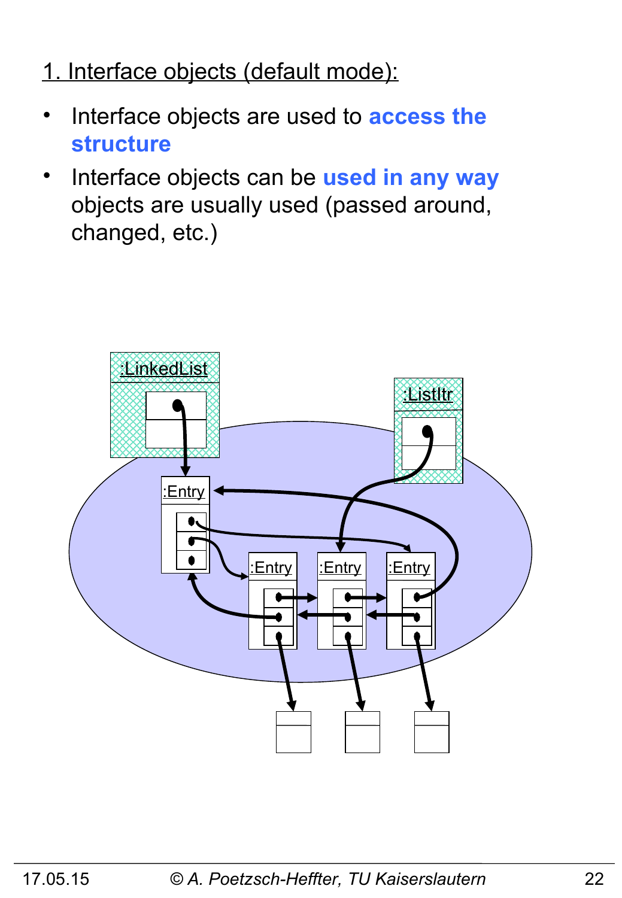1. Interface objects (default mode):

- Interface objects are used to **access the structure**
- Interface objects can be **used in any way** objects are usually used (passed around, changed, etc.)

:LinkedList

:ListItr

:Entry

:Entry

:Entry

:Entry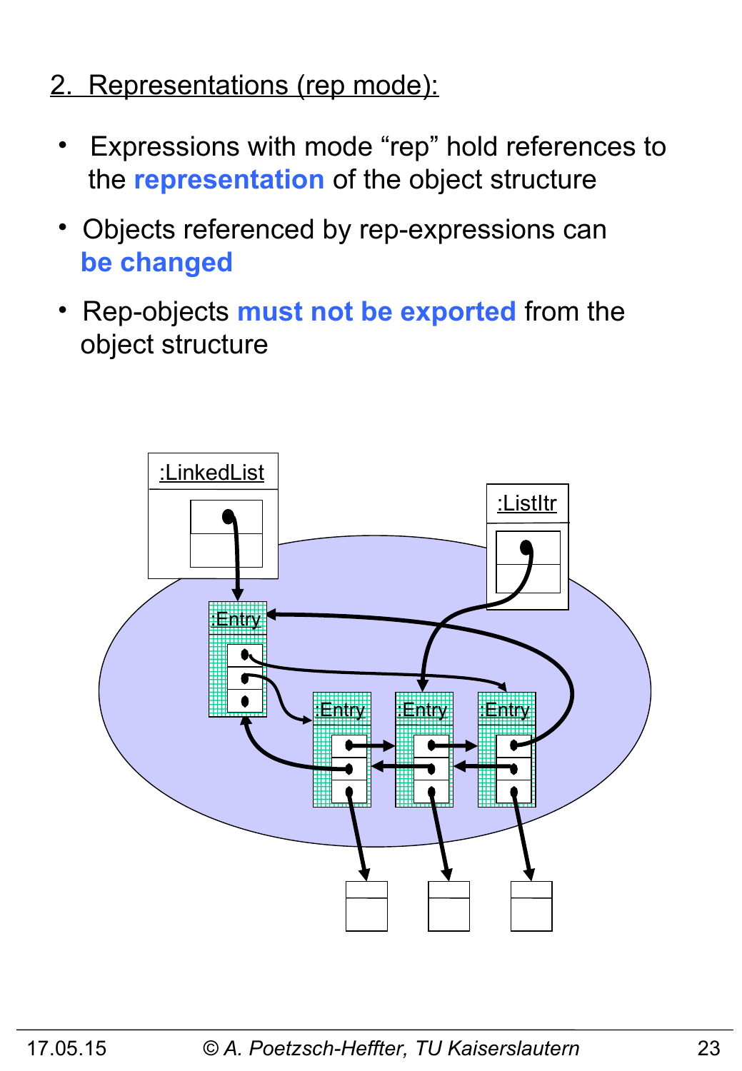## 2. Representations (rep mode):

- Expressions with mode “rep” hold references to the **representation** of the object structure
- Objects referenced by rep-expressions can **be changed**
- Rep-objects **must not be exported** from the object structure

:LinkedList

:ListItr

:Entry

:Entry

:Entry

:Entry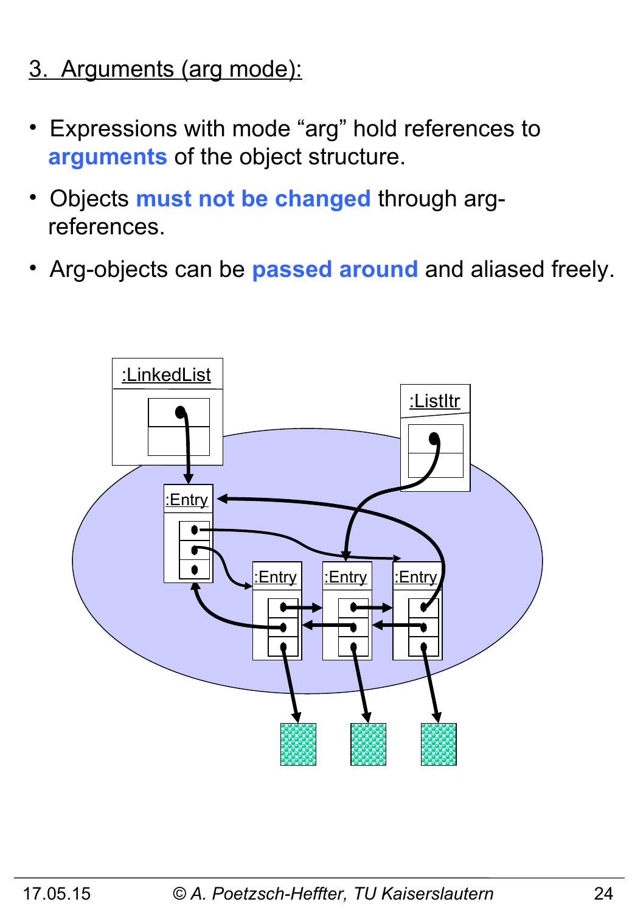## 3. Arguments (arg mode):

- Expressions with mode "arg" hold references to **arguments** of the object structure.
- Objects **must not be changed** through arg-references.
- Arg-objects can be **passed around** and aliased freely.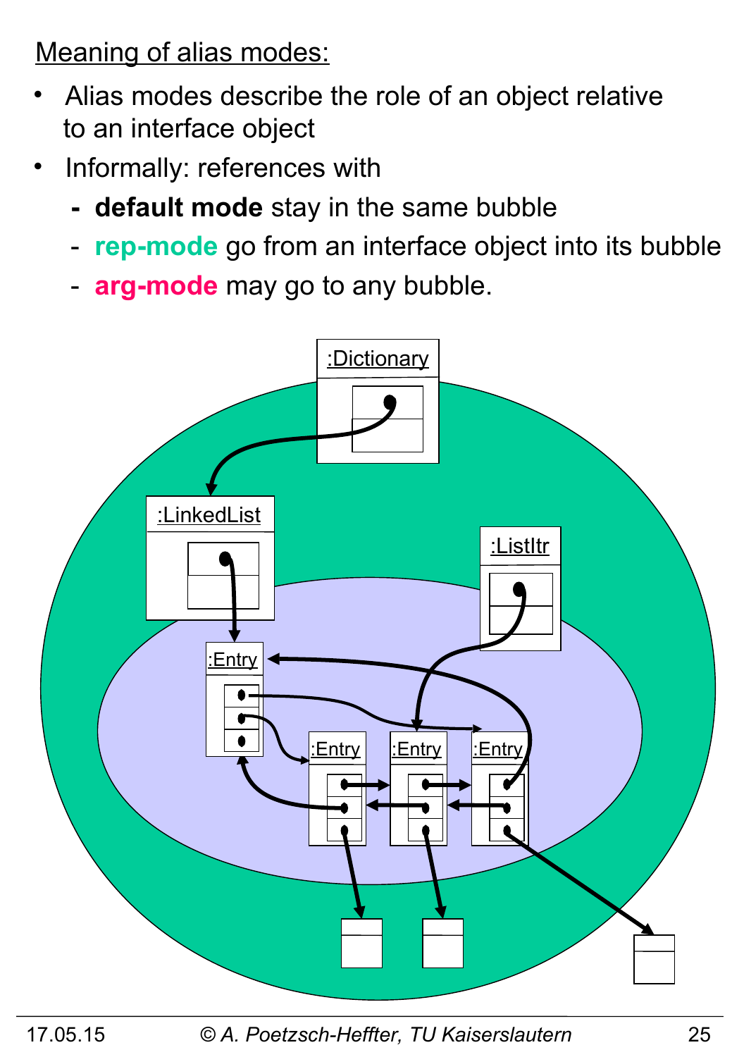## Meaning of alias modes:

- Alias modes describe the role of an object relative to an interface object
- Informally: references with
  - **default mode** stay in the same bubble
  - **rep-mode** go from an interface object into its bubble
  - **arg-mode** may go to any bubble.

:Dictionary

:LinkedList

:ListItr

:Entry

:Entry

:Entry

:Entry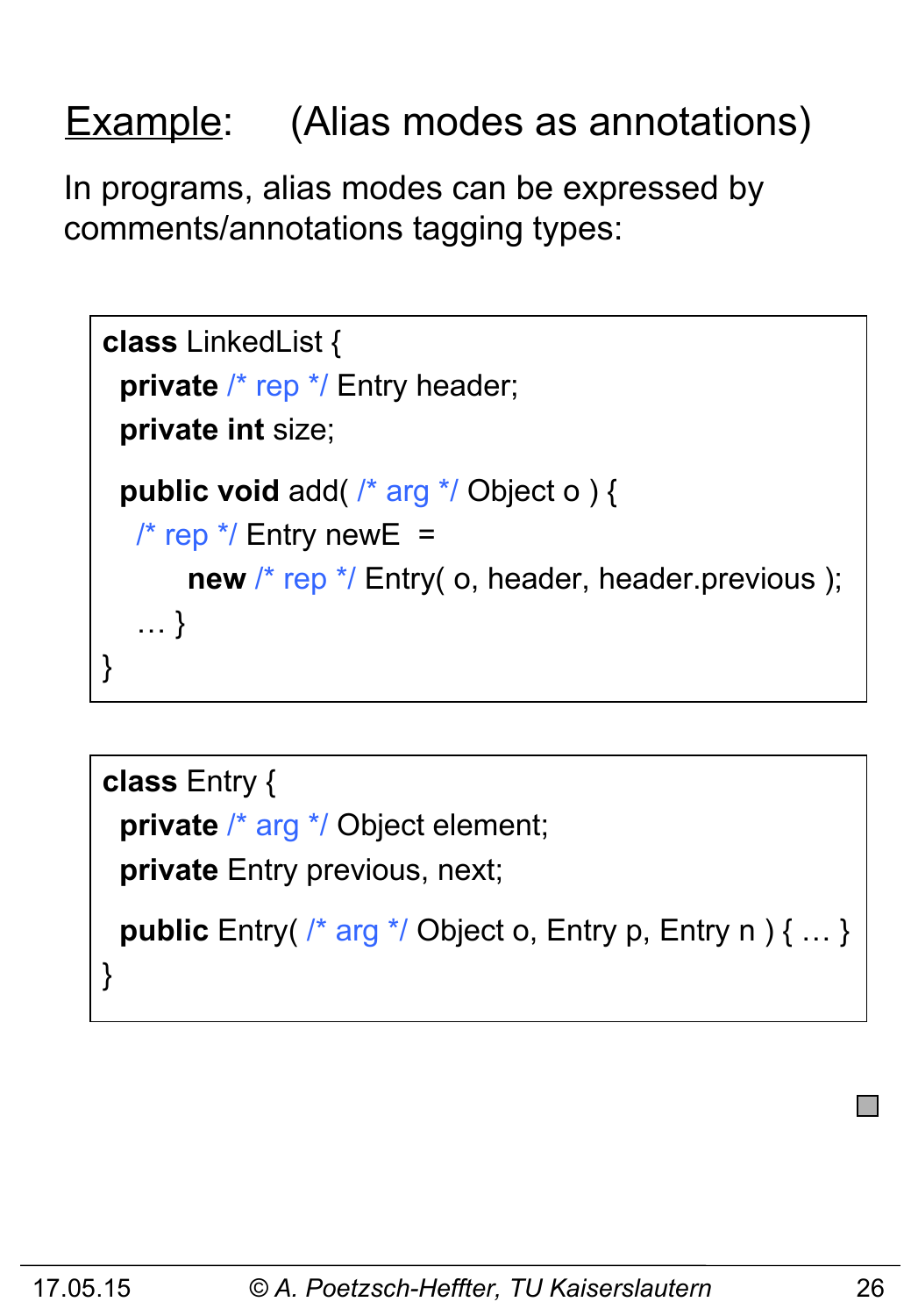## <u>Example</u>: (Alias modes as annotations)

In programs, alias modes can be expressed by comments/annotations tagging types:

```
class LinkedList {
  private /* rep */ Entry header;
  private int size;

  public void add( /* arg */ Object o ) {
    /* rep */ Entry newE  =
        new /* rep */ Entry( o, header, header.previous );
    … }
}
```

```
class Entry {
  private /* arg */ Object element;
  private Entry previous, next;

  public Entry( /* arg */ Object o, Entry p, Entry n ) { … }
}
```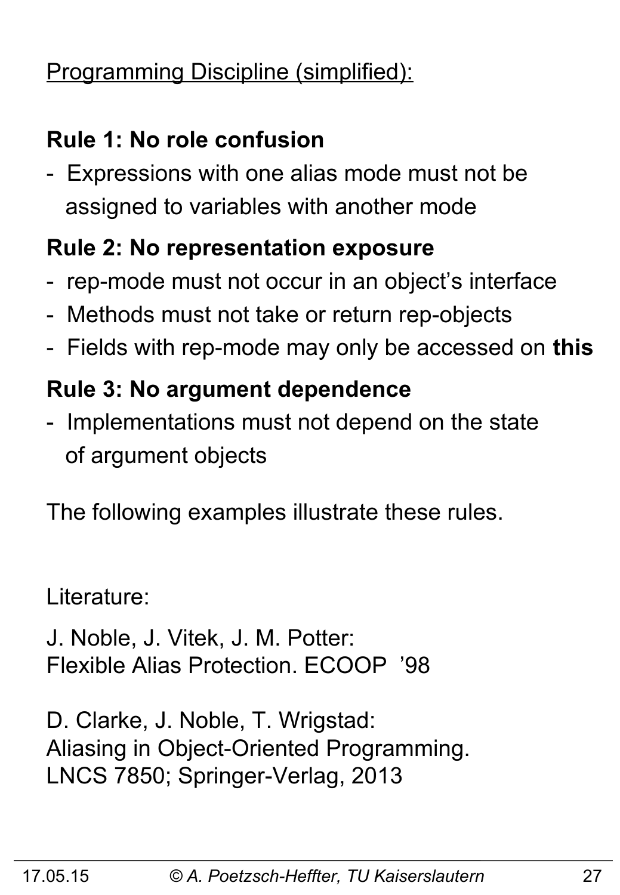Programming Discipline (simplified):

**Rule 1: No role confusion**

- Expressions with one alias mode must not be assigned to variables with another mode

**Rule 2: No representation exposure**

- rep-mode must not occur in an object's interface
- Methods must not take or return rep-objects
- Fields with rep-mode may only be accessed on **this**

**Rule 3: No argument dependence**

- Implementations must not depend on the state of argument objects

The following examples illustrate these rules.

Literature:

J. Noble, J. Vitek, J. M. Potter:
Flexible Alias Protection. ECOOP '98

D. Clarke, J. Noble, T. Wrigstad:
Aliasing in Object-Oriented Programming.
LNCS 7850; Springer-Verlag, 2013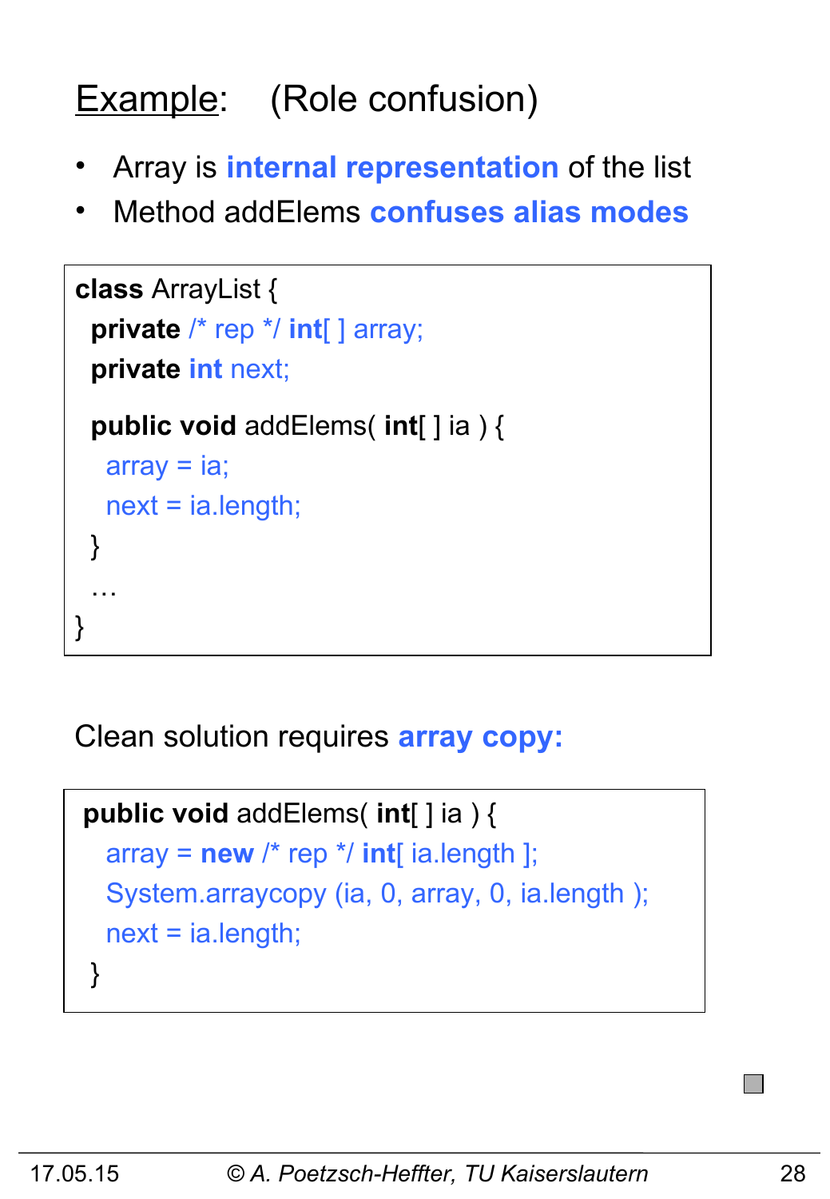# Example: (Role confusion)

- Array is **internal representation** of the list
- Method addElems **confuses alias modes**

```
class ArrayList {
  private /* rep */ int[ ] array;
  private int next;

  public void addElems( int[ ] ia ) {
    array = ia;
    next = ia.length;
  }
  …
}
```

Clean solution requires **array copy:**

```
public void addElems( int[ ] ia ) {
  array = new /* rep */ int[ ia.length ];
  System.arraycopy (ia, 0, array, 0, ia.length );
  next = ia.length;
}
```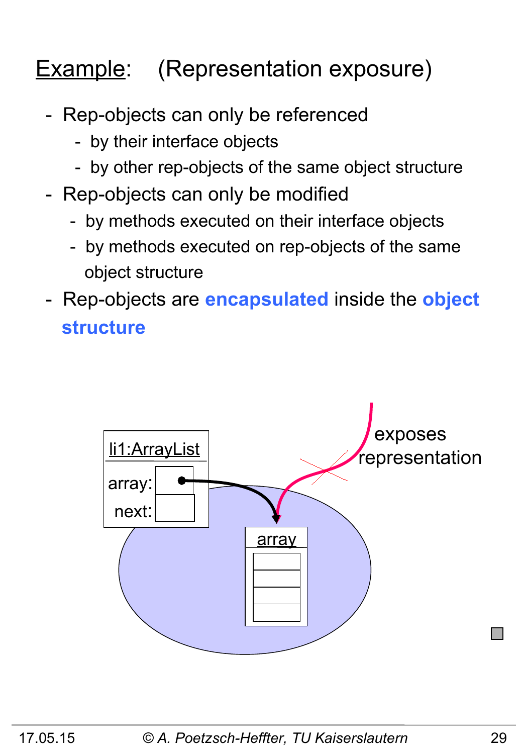# Example: (Representation exposure)

- Rep-objects can only be referenced
  - by their interface objects
  - by other rep-objects of the same object structure
- Rep-objects can only be modified
  - by methods executed on their interface objects
  - by methods executed on rep-objects of the same object structure
- Rep-objects are **encapsulated** inside the **object structure**

li1:ArrayList

array:

next:

array

exposes representation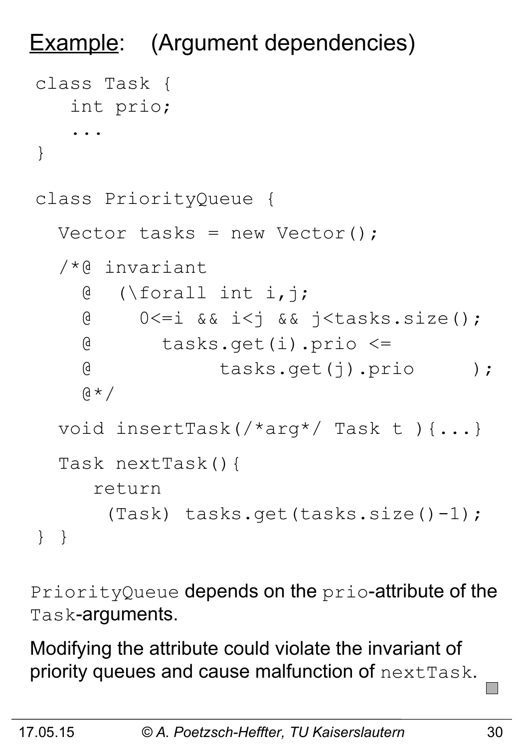# Example: (Argument dependencies)

```
class Task {
   int prio;
   ...
}

class PriorityQueue {

  Vector tasks = new Vector();

  /*@ invariant
    @  (\forall int i,j;
    @     0<=i && i<j && j<tasks.size();
    @       tasks.get(i).prio <=
    @             tasks.get(j).prio     );
    @*/

  void insertTask(/*arg*/ Task t ){...}

  Task nextTask(){
     return
      (Task) tasks.get(tasks.size()-1);
} }
```

`PriorityQueue` depends on the `prio`-attribute of the `Task`-arguments.

Modifying the attribute could violate the invariant of priority queues and cause malfunction of `nextTask`.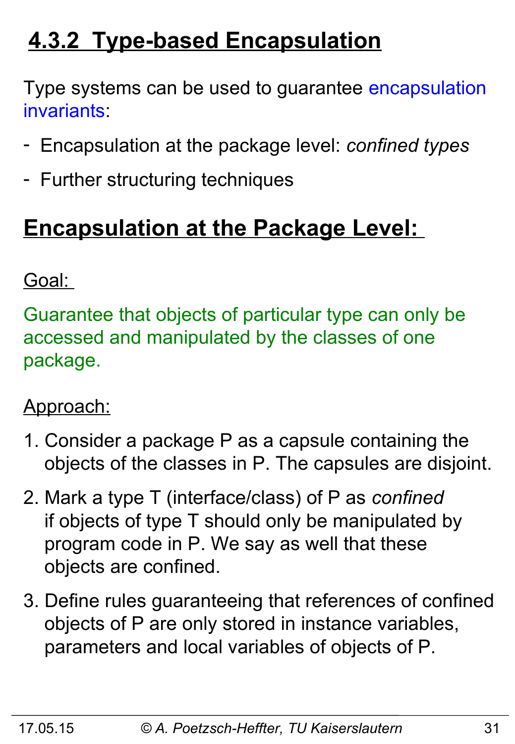# 4.3.2 Type-based Encapsulation

Type systems can be used to guarantee encapsulation invariants:

- Encapsulation at the package level: *confined types*
- Further structuring techniques

## Encapsulation at the Package Level:

Goal:

Guarantee that objects of particular type can only be accessed and manipulated by the classes of one package.

Approach:

1. Consider a package P as a capsule containing the objects of the classes in P. The capsules are disjoint.
2. Mark a type T (interface/class) of P as *confined* if objects of type T should only be manipulated by program code in P. We say as well that these objects are confined.
3. Define rules guaranteeing that references of confined objects of P are only stored in instance variables, parameters and local variables of objects of P.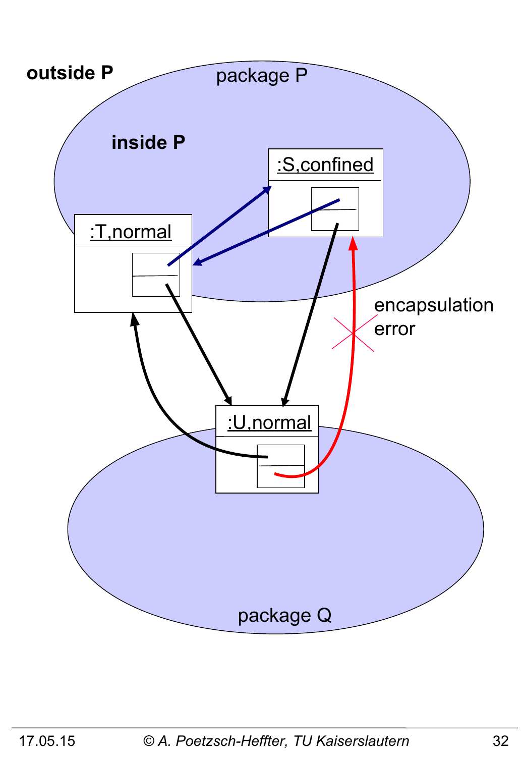**outside P**

package P

**inside P**

:S,confined

:T,normal

encapsulation error

:U,normal

package Q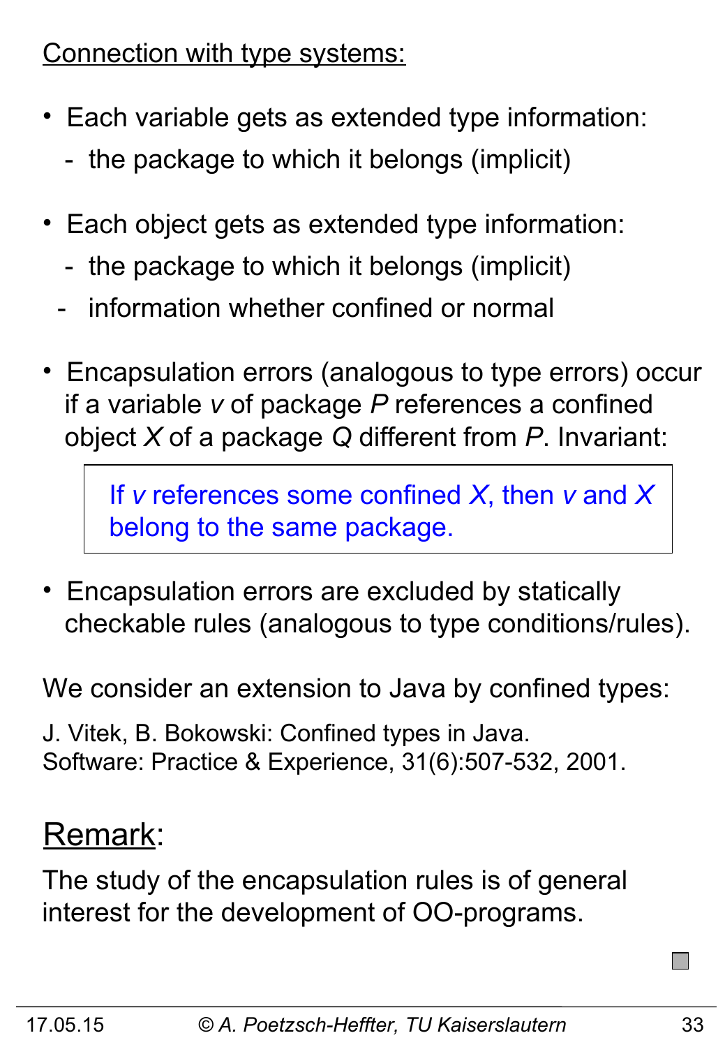## Connection with type systems:

- Each variable gets as extended type information:
  - the package to which it belongs (implicit)

- Each object gets as extended type information:
  - the package to which it belongs (implicit)
  - information whether confined or normal

- Encapsulation errors (analogous to type errors) occur if a variable *v* of package *P* references a confined object *X* of a package *Q* different from *P*. Invariant:

> If *v* references some confined *X*, then *v* and *X* belong to the same package.

- Encapsulation errors are excluded by statically checkable rules (analogous to type conditions/rules).

We consider an extension to Java by confined types:

J. Vitek, B. Bokowski: Confined types in Java. Software: Practice & Experience, 31(6):507-532, 2001.

## Remark:

The study of the encapsulation rules is of general interest for the development of OO-programs.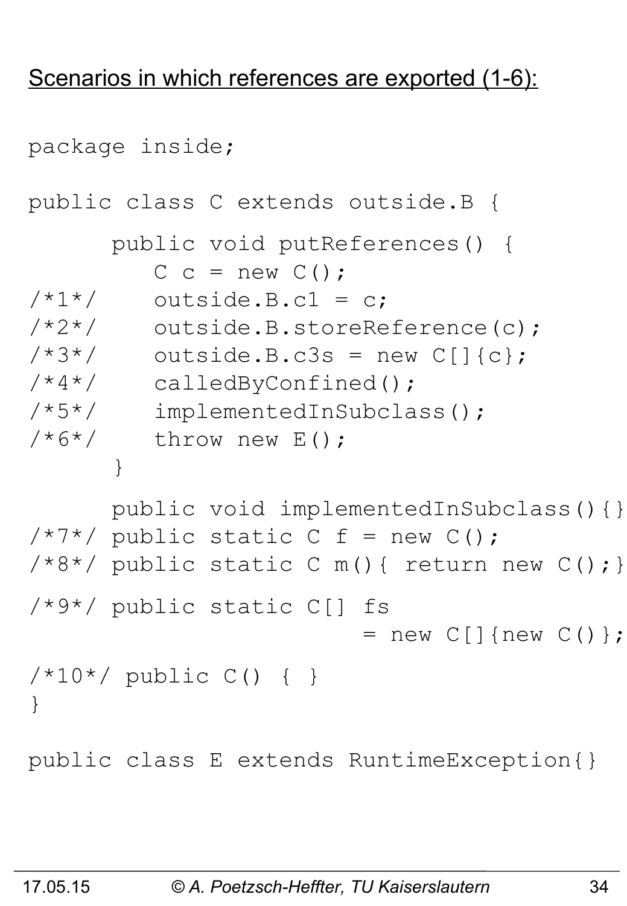Scenarios in which references are exported (1-6):

```
package inside;

public class C extends outside.B {

      public void putReferences() {
         C c = new C();
/*1*/    outside.B.c1 = c;
/*2*/    outside.B.storeReference(c);
/*3*/    outside.B.c3s = new C[]{c};
/*4*/    calledByConfined();
/*5*/    implementedInSubclass();
/*6*/    throw new E();
      }

      public void implementedInSubclass(){}
/*7*/ public static C f = new C();
/*8*/ public static C m(){ return new C();}

/*9*/ public static C[] fs
                     = new C[]{new C()};

/*10*/ public C() { }
}

public class E extends RuntimeException{}
```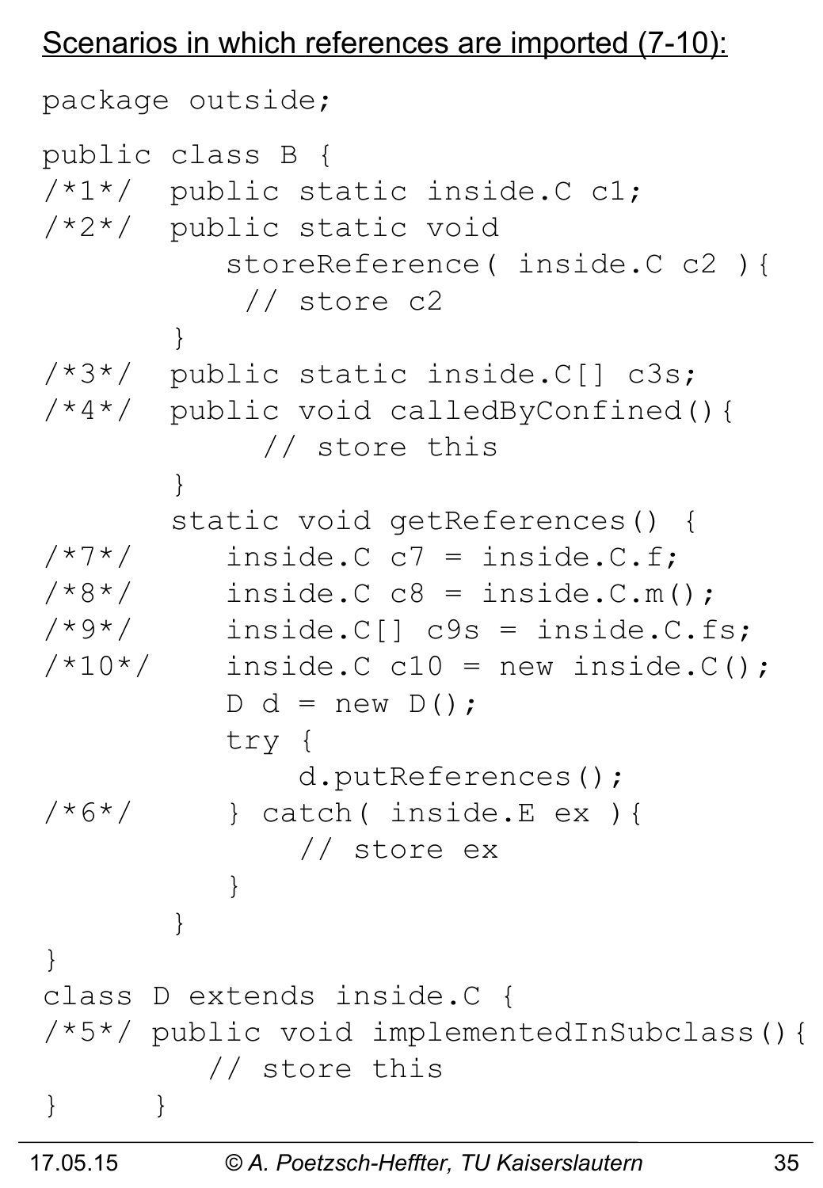Scenarios in which references are imported (7-10):

```
package outside;

public class B {
/*1*/  public static inside.C c1;
/*2*/  public static void
           storeReference( inside.C c2 ){
            // store c2
       }
/*3*/  public static inside.C[] c3s;
/*4*/  public void calledByConfined(){
             // store this
       }
       static void getReferences() {
/*7*/      inside.C c7 = inside.C.f;
/*8*/      inside.C c8 = inside.C.m();
/*9*/      inside.C[] c9s = inside.C.fs;
/*10*/     inside.C c10 = new inside.C();
           D d = new D();
           try {
               d.putReferences();
/*6*/      } catch( inside.E ex ){
               // store ex
           }
       }
}
class D extends inside.C {
/*5*/ public void implementedInSubclass(){
          // store this
}     }
```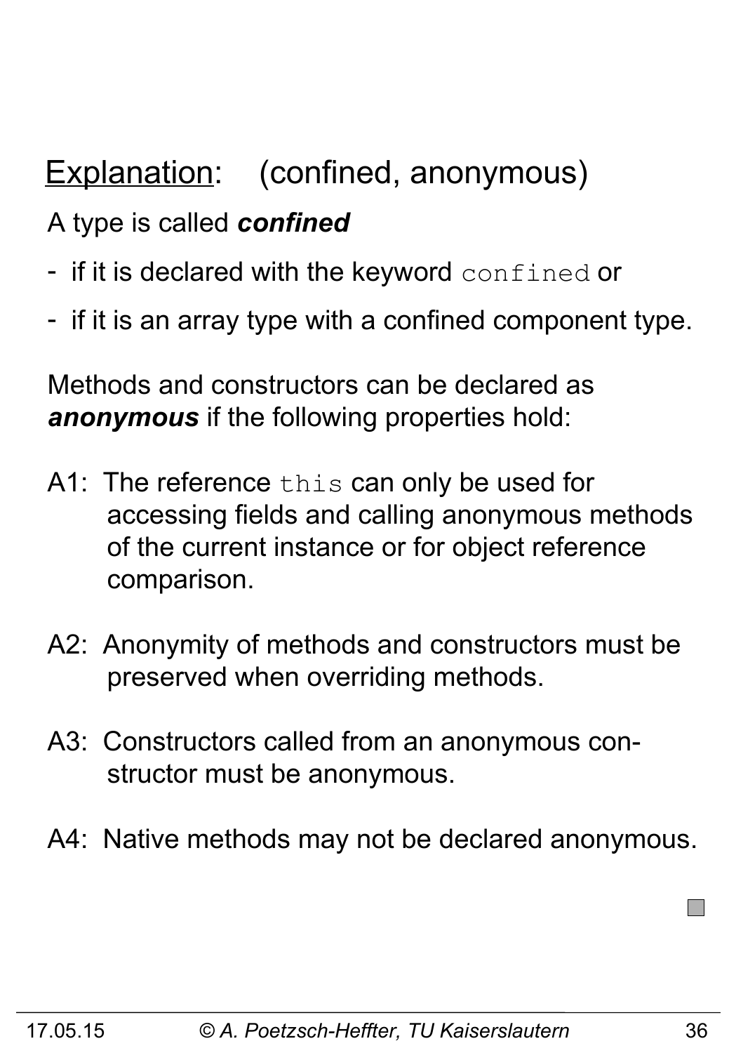## Explanation: (confined, anonymous)

A type is called ***confined***

- if it is declared with the keyword `confined` or
- if it is an array type with a confined component type.

Methods and constructors can be declared as ***anonymous*** if the following properties hold:

A1: The reference `this` can only be used for accessing fields and calling anonymous methods of the current instance or for object reference comparison.

A2: Anonymity of methods and constructors must be preserved when overriding methods.

A3: Constructors called from an anonymous constructor must be anonymous.

A4: Native methods may not be declared anonymous.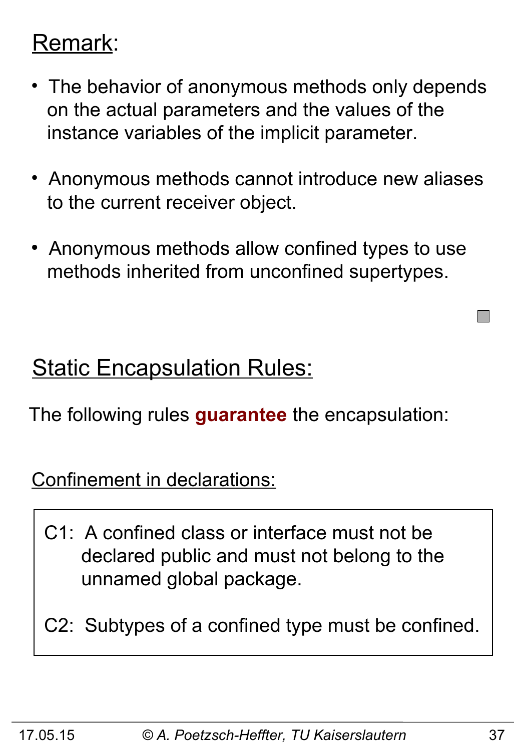## Remark:

- The behavior of anonymous methods only depends on the actual parameters and the values of the instance variables of the implicit parameter.
- Anonymous methods cannot introduce new aliases to the current receiver object.
- Anonymous methods allow confined types to use methods inherited from unconfined supertypes.

## Static Encapsulation Rules:

The following rules **guarantee** the encapsulation:

### Confinement in declarations:

> C1: A confined class or interface must not be declared public and must not belong to the unnamed global package.
>
> C2: Subtypes of a confined type must be confined.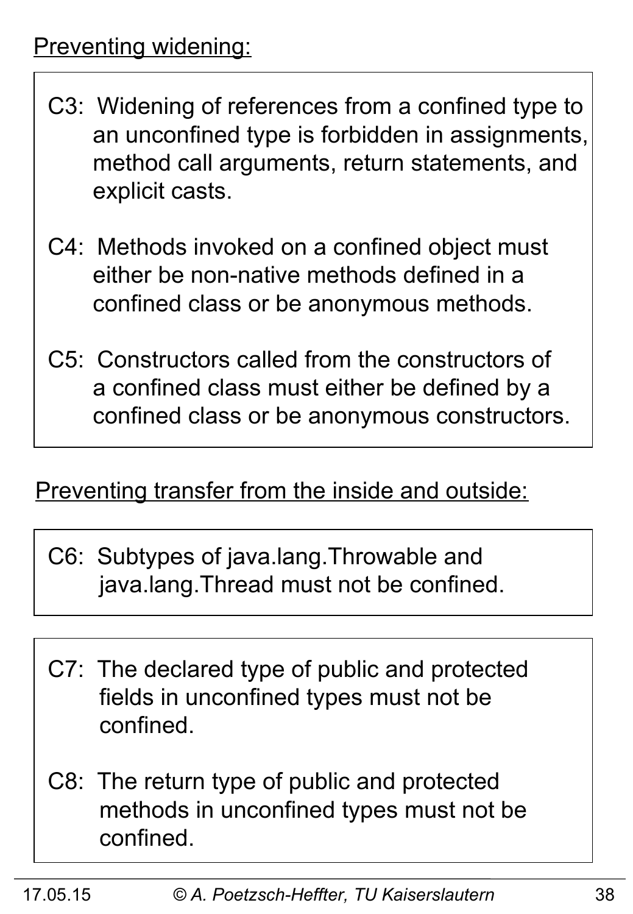Preventing widening:

C3: Widening of references from a confined type to an unconfined type is forbidden in assignments, method call arguments, return statements, and explicit casts.

C4: Methods invoked on a confined object must either be non-native methods defined in a confined class or be anonymous methods.

C5: Constructors called from the constructors of a confined class must either be defined by a confined class or be anonymous constructors.

Preventing transfer from the inside and outside:

C6: Subtypes of java.lang.Throwable and java.lang.Thread must not be confined.

C7: The declared type of public and protected fields in unconfined types must not be confined.

C8: The return type of public and protected methods in unconfined types must not be confined.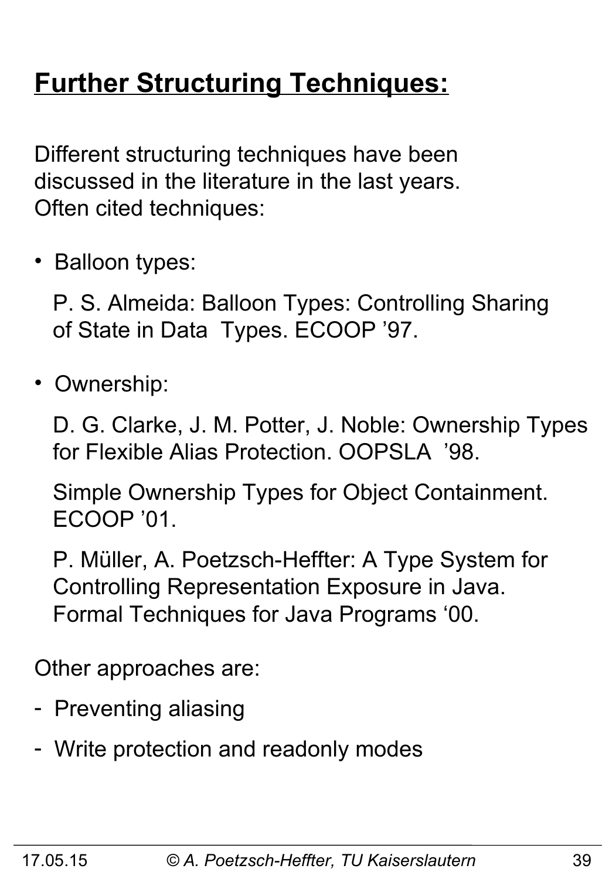# Further Structuring Techniques:

Different structuring techniques have been discussed in the literature in the last years. Often cited techniques:

- Balloon types:

  P. S. Almeida: Balloon Types: Controlling Sharing of State in Data Types. ECOOP '97.

- Ownership:

  D. G. Clarke, J. M. Potter, J. Noble: Ownership Types for Flexible Alias Protection. OOPSLA '98.

  Simple Ownership Types for Object Containment. ECOOP '01.

  P. Müller, A. Poetzsch-Heffter: A Type System for Controlling Representation Exposure in Java. Formal Techniques for Java Programs '00.

Other approaches are:

- Preventing aliasing
- Write protection and readonly modes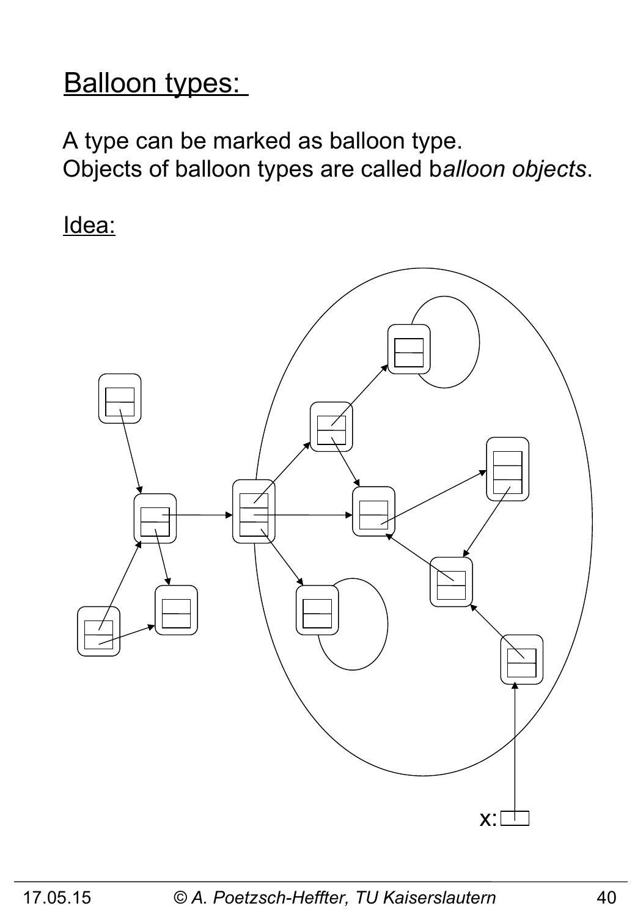## Balloon types:

A type can be marked as balloon type.
Objects of balloon types are called b*alloon objects*.

Idea:

x: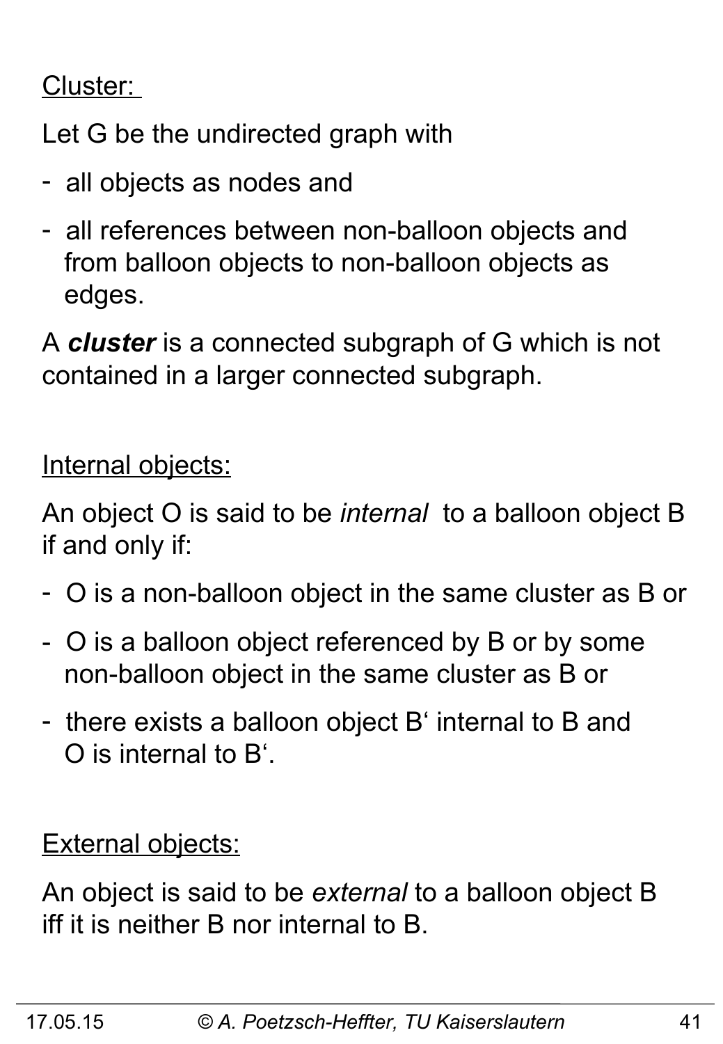Cluster:

Let G be the undirected graph with

- all objects as nodes and
- all references between non-balloon objects and from balloon objects to non-balloon objects as edges.

A ***cluster*** is a connected subgraph of G which is not contained in a larger connected subgraph.

Internal objects:

An object O is said to be *internal* to a balloon object B if and only if:

- O is a non-balloon object in the same cluster as B or
- O is a balloon object referenced by B or by some non-balloon object in the same cluster as B or
- there exists a balloon object B‘ internal to B and O is internal to B‘.

External objects:

An object is said to be *external* to a balloon object B iff it is neither B nor internal to B.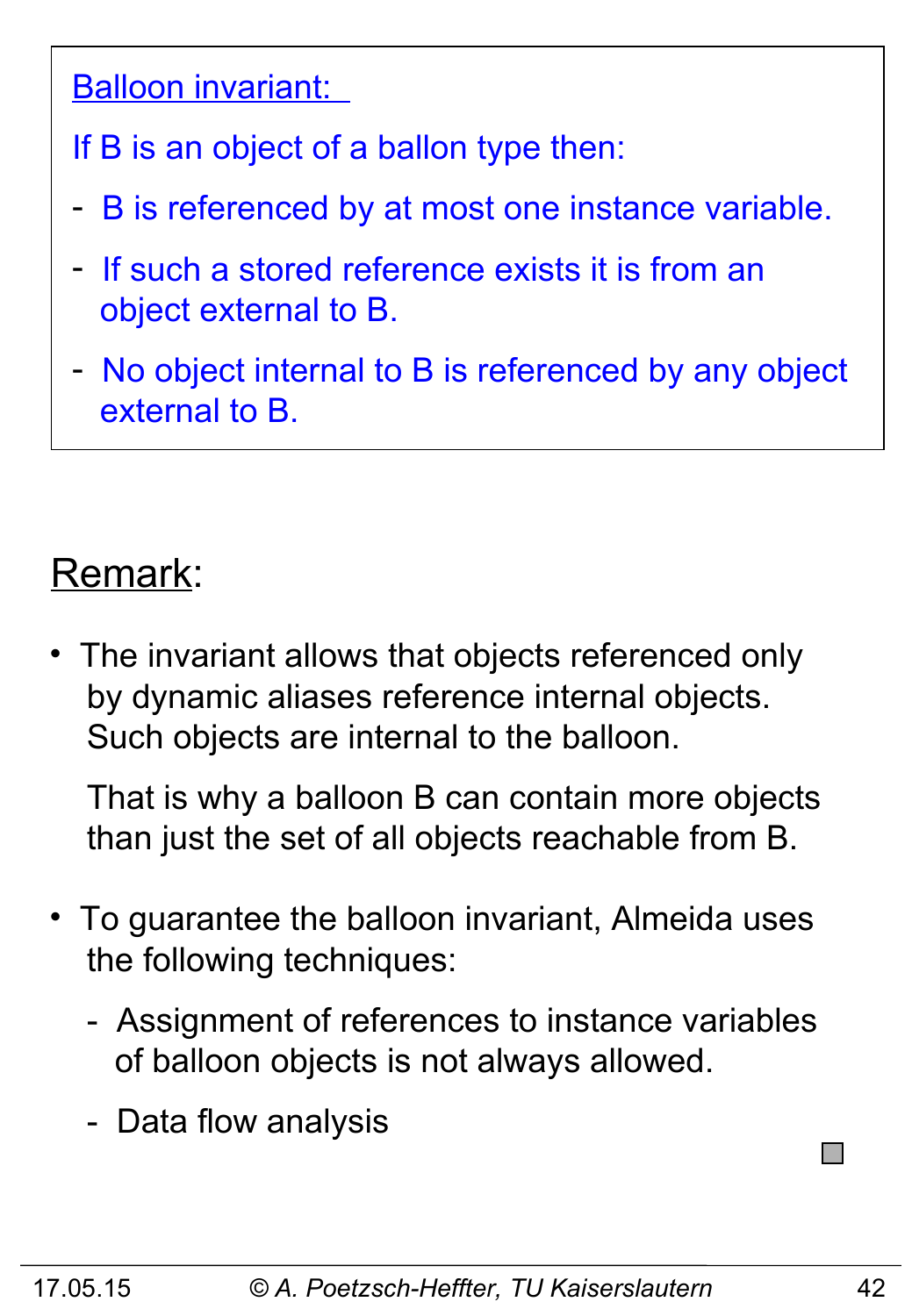Balloon invariant:

If B is an object of a ballon type then:

- B is referenced by at most one instance variable.
- If such a stored reference exists it is from an object external to B.
- No object internal to B is referenced by any object external to B.

## Remark:

- The invariant allows that objects referenced only by dynamic aliases reference internal objects. Such objects are internal to the balloon.

  That is why a balloon B can contain more objects than just the set of all objects reachable from B.

- To guarantee the balloon invariant, Almeida uses the following techniques:
  - Assignment of references to instance variables of balloon objects is not always allowed.
  - Data flow analysis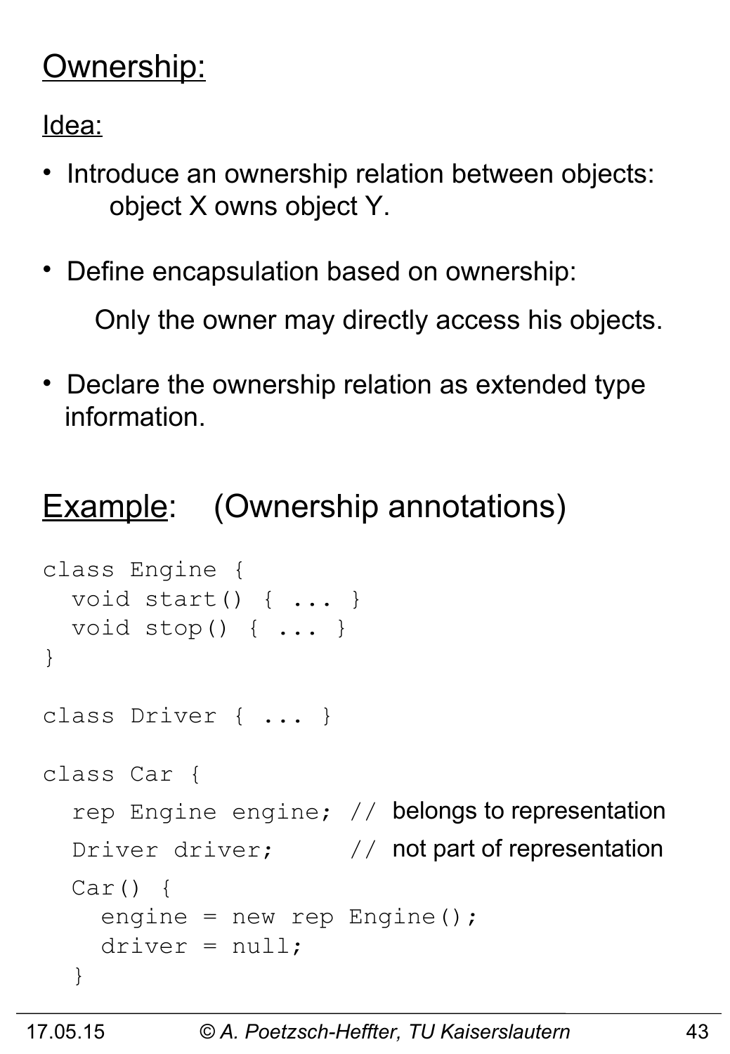## Ownership:

Idea:

- Introduce an ownership relation between objects:
  object X owns object Y.
- Define encapsulation based on ownership:

  Only the owner may directly access his objects.

- Declare the ownership relation as extended type information.

## Example: (Ownership annotations)

```
class Engine {
  void start() { ... }
  void stop() { ... }
}

class Driver { ... }

class Car {
  rep Engine engine; // belongs to representation
  Driver driver;     // not part of representation
  Car() {
    engine = new rep Engine();
    driver = null;
  }
```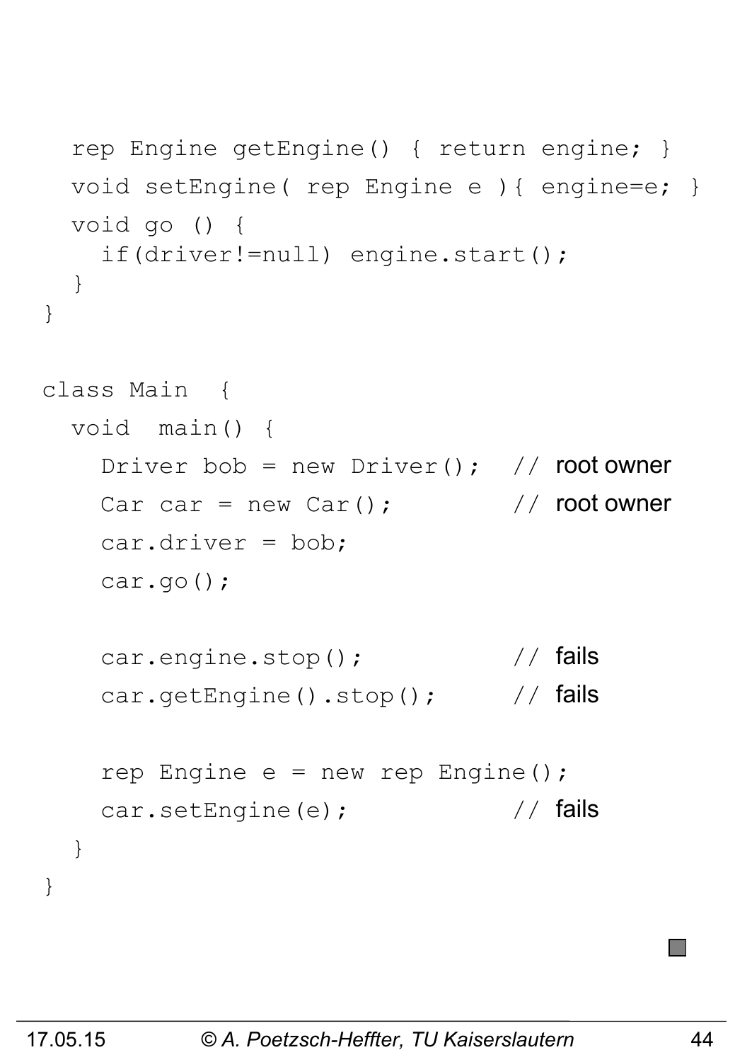```
  rep Engine getEngine() { return engine; }
  void setEngine( rep Engine e ){ engine=e; }
  void go () {
    if(driver!=null) engine.start();
  }
}

class Main  {
  void  main() {
    Driver bob = new Driver();   // root owner
    Car car = new Car();         // root owner
    car.driver = bob;
    car.go();

    car.engine.stop();           // fails
    car.getEngine().stop();      // fails

    rep Engine e = new rep Engine();
    car.setEngine(e);            // fails
  }
}
```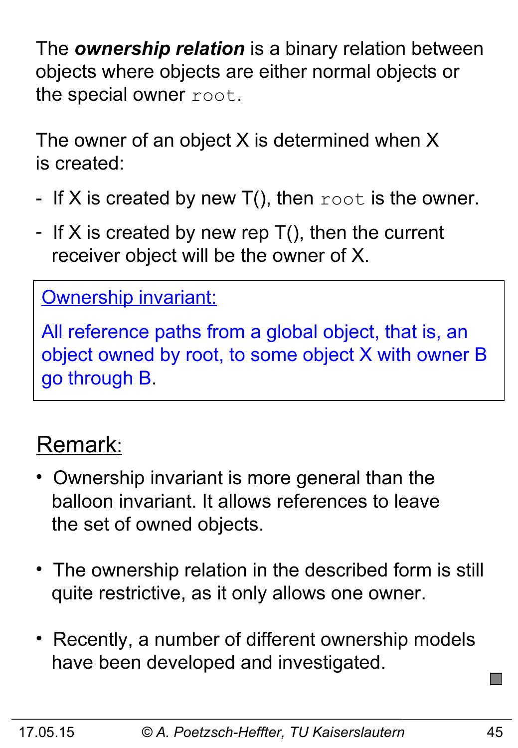The ***ownership relation*** is a binary relation between objects where objects are either normal objects or the special owner `root`.

The owner of an object X is determined when X is created:

- If X is created by new T(), then `root` is the owner.
- If X is created by new rep T(), then the current receiver object will be the owner of X.

> Ownership invariant:
>
> All reference paths from a global object, that is, an object owned by root, to some object X with owner B go through B.

Remark:

- Ownership invariant is more general than the balloon invariant. It allows references to leave the set of owned objects.
- The ownership relation in the described form is still quite restrictive, as it only allows one owner.
- Recently, a number of different ownership models have been developed and investigated.